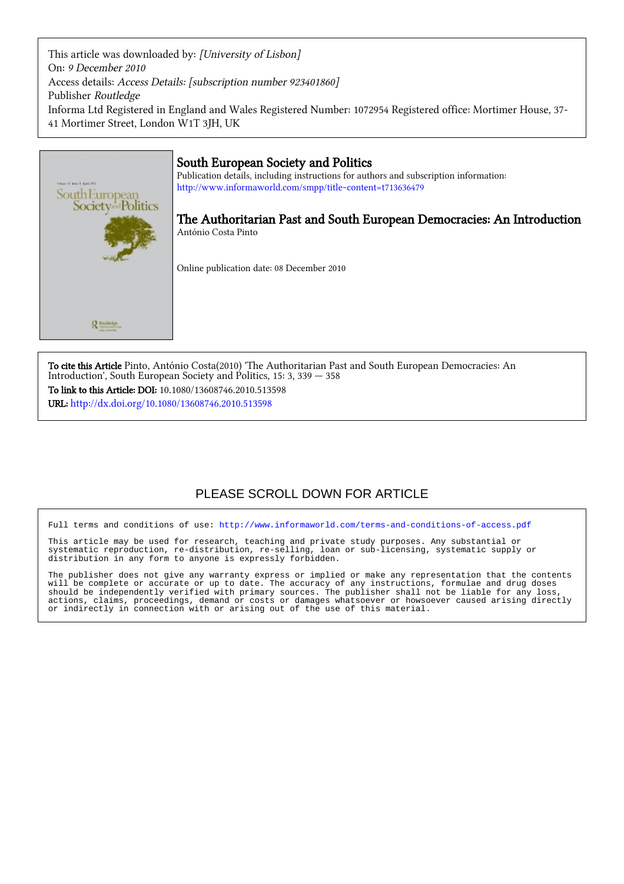This article was downloaded by: *[University of Lisbon]*
On: *9 December 2010*
Access details: *Access Details: [subscription number 923401860]*
Publisher *Routledge*
Informa Ltd Registered in England and Wales Registered Number: 1072954 Registered office: Mortimer House, 37-41 Mortimer Street, London W1T 3JH, UK

# South European Society and Politics

Publication details, including instructions for authors and subscription information:
http://www.informaworld.com/smpp/title~content=t713636479

## The Authoritarian Past and South European Democracies: An Introduction

António Costa Pinto

Online publication date: 08 December 2010

**To cite this Article** Pinto, António Costa(2010) 'The Authoritarian Past and South European Democracies: An Introduction', South European Society and Politics, 15: 3, 339 — 358

**To link to this Article: DOI:** 10.1080/13608746.2010.513598

**URL:** http://dx.doi.org/10.1080/13608746.2010.513598

PLEASE SCROLL DOWN FOR ARTICLE

Full terms and conditions of use: http://www.informaworld.com/terms-and-conditions-of-access.pdf

This article may be used for research, teaching and private study purposes. Any substantial or systematic reproduction, re-distribution, re-selling, loan or sub-licensing, systematic supply or distribution in any form to anyone is expressly forbidden.

The publisher does not give any warranty express or implied or make any representation that the contents will be complete or accurate or up to date. The accuracy of any instructions, formulae and drug doses should be independently verified with primary sources. The publisher shall not be liable for any loss, actions, claims, proceedings, demand or costs or damages whatsoever or howsoever caused arising directly or indirectly in connection with or arising out of the use of this material.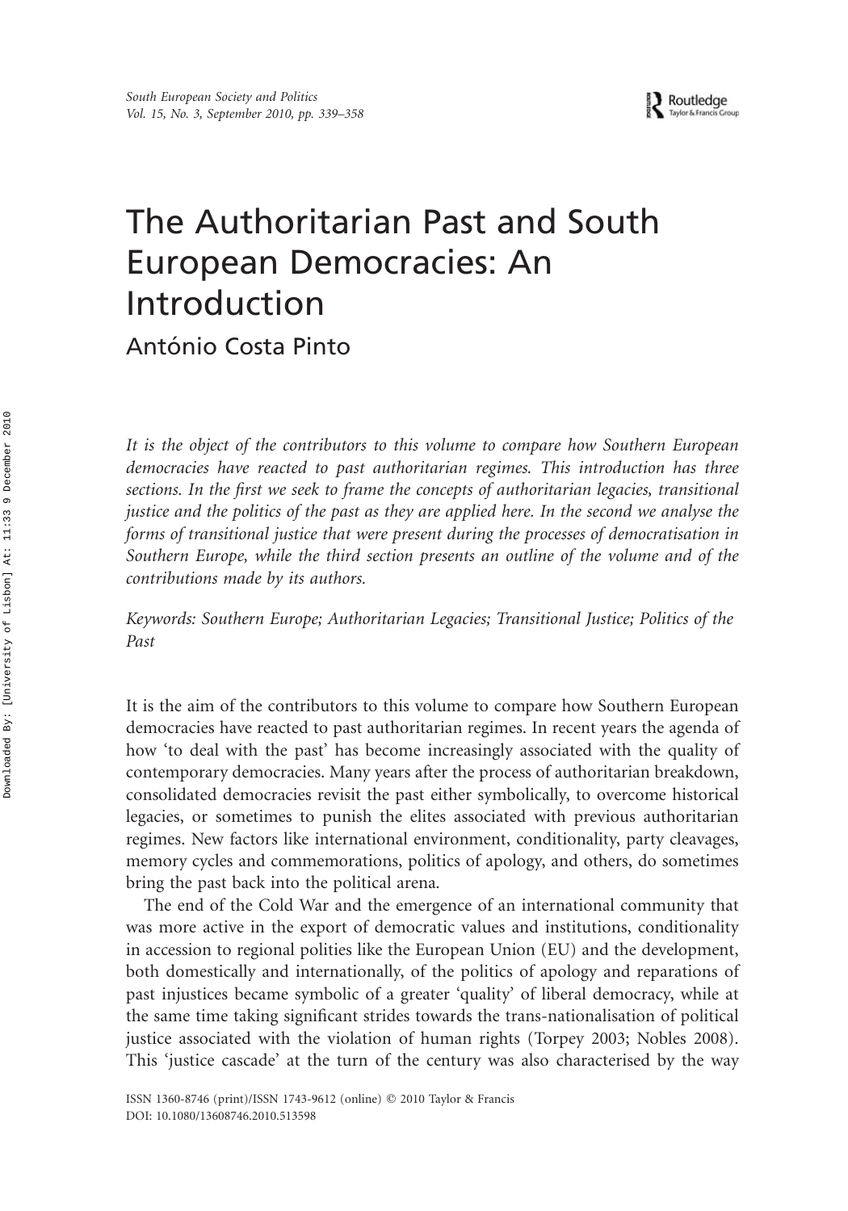# The Authoritarian Past and South European Democracies: An Introduction

António Costa Pinto

*It is the object of the contributors to this volume to compare how Southern European democracies have reacted to past authoritarian regimes. This introduction has three sections. In the first we seek to frame the concepts of authoritarian legacies, transitional justice and the politics of the past as they are applied here. In the second we analyse the forms of transitional justice that were present during the processes of democratisation in Southern Europe, while the third section presents an outline of the volume and of the contributions made by its authors.*

*Keywords: Southern Europe; Authoritarian Legacies; Transitional Justice; Politics of the Past*

It is the aim of the contributors to this volume to compare how Southern European democracies have reacted to past authoritarian regimes. In recent years the agenda of how 'to deal with the past' has become increasingly associated with the quality of contemporary democracies. Many years after the process of authoritarian breakdown, consolidated democracies revisit the past either symbolically, to overcome historical legacies, or sometimes to punish the elites associated with previous authoritarian regimes. New factors like international environment, conditionality, party cleavages, memory cycles and commemorations, politics of apology, and others, do sometimes bring the past back into the political arena.

The end of the Cold War and the emergence of an international community that was more active in the export of democratic values and institutions, conditionality in accession to regional polities like the European Union (EU) and the development, both domestically and internationally, of the politics of apology and reparations of past injustices became symbolic of a greater 'quality' of liberal democracy, while at the same time taking significant strides towards the trans-nationalisation of political justice associated with the violation of human rights (Torpey 2003; Nobles 2008). This 'justice cascade' at the turn of the century was also characterised by the way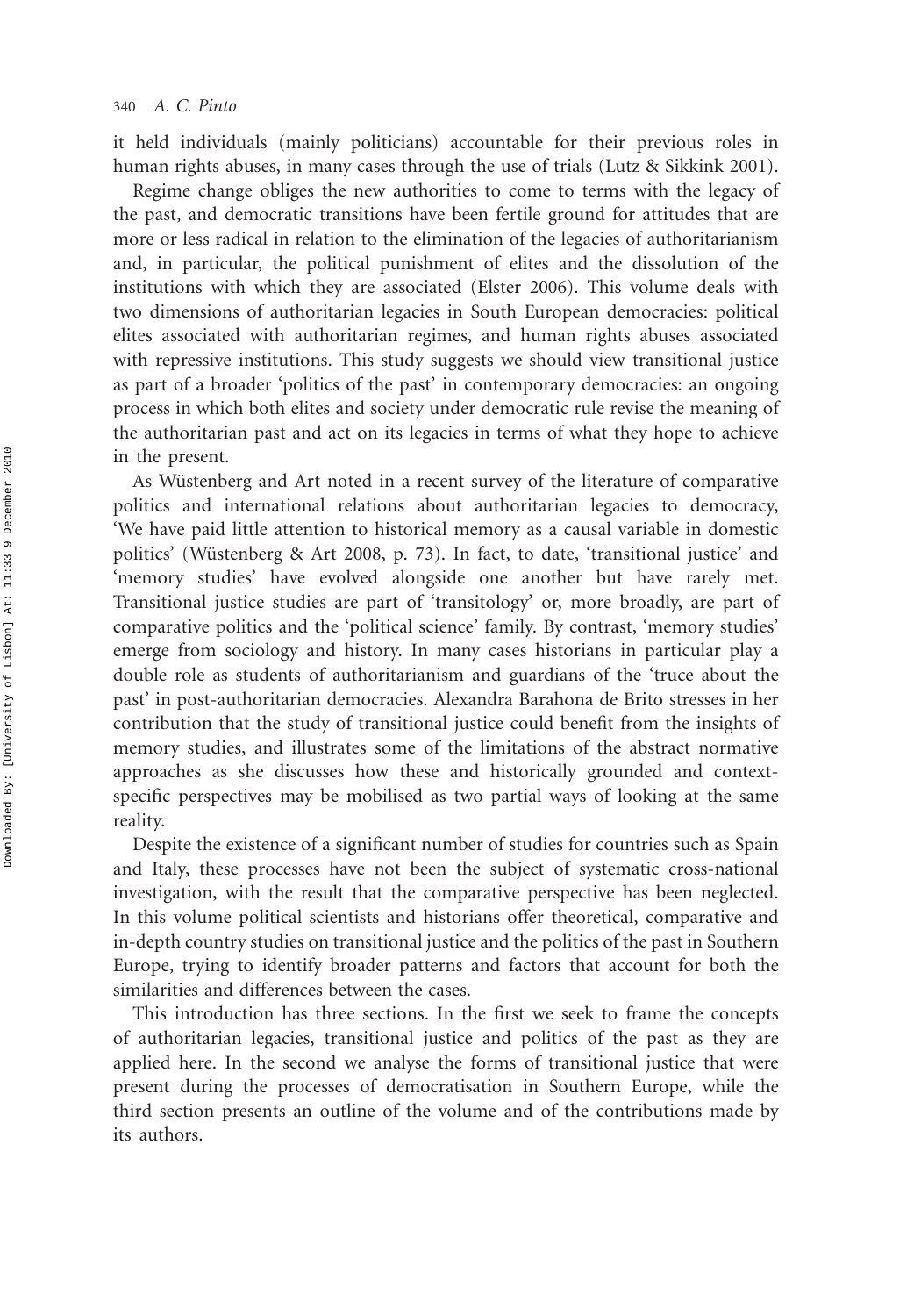it held individuals (mainly politicians) accountable for their previous roles in human rights abuses, in many cases through the use of trials (Lutz & Sikkink 2001).

Regime change obliges the new authorities to come to terms with the legacy of the past, and democratic transitions have been fertile ground for attitudes that are more or less radical in relation to the elimination of the legacies of authoritarianism and, in particular, the political punishment of elites and the dissolution of the institutions with which they are associated (Elster 2006). This volume deals with two dimensions of authoritarian legacies in South European democracies: political elites associated with authoritarian regimes, and human rights abuses associated with repressive institutions. This study suggests we should view transitional justice as part of a broader 'politics of the past' in contemporary democracies: an ongoing process in which both elites and society under democratic rule revise the meaning of the authoritarian past and act on its legacies in terms of what they hope to achieve in the present.

As Wüstenberg and Art noted in a recent survey of the literature of comparative politics and international relations about authoritarian legacies to democracy, 'We have paid little attention to historical memory as a causal variable in domestic politics' (Wüstenberg & Art 2008, p. 73). In fact, to date, 'transitional justice' and 'memory studies' have evolved alongside one another but have rarely met. Transitional justice studies are part of 'transitology' or, more broadly, are part of comparative politics and the 'political science' family. By contrast, 'memory studies' emerge from sociology and history. In many cases historians in particular play a double role as students of authoritarianism and guardians of the 'truce about the past' in post-authoritarian democracies. Alexandra Barahona de Brito stresses in her contribution that the study of transitional justice could benefit from the insights of memory studies, and illustrates some of the limitations of the abstract normative approaches as she discusses how these and historically grounded and context-specific perspectives may be mobilised as two partial ways of looking at the same reality.

Despite the existence of a significant number of studies for countries such as Spain and Italy, these processes have not been the subject of systematic cross-national investigation, with the result that the comparative perspective has been neglected. In this volume political scientists and historians offer theoretical, comparative and in-depth country studies on transitional justice and the politics of the past in Southern Europe, trying to identify broader patterns and factors that account for both the similarities and differences between the cases.

This introduction has three sections. In the first we seek to frame the concepts of authoritarian legacies, transitional justice and politics of the past as they are applied here. In the second we analyse the forms of transitional justice that were present during the processes of democratisation in Southern Europe, while the third section presents an outline of the volume and of the contributions made by its authors.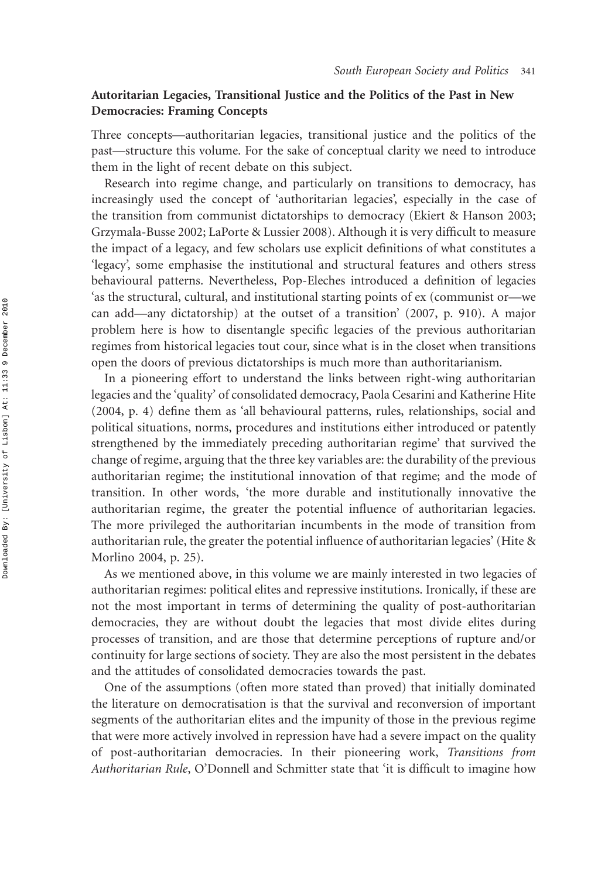## Autoritarian Legacies, Transitional Justice and the Politics of the Past in New Democracies: Framing Concepts

Three concepts—authoritarian legacies, transitional justice and the politics of the past—structure this volume. For the sake of conceptual clarity we need to introduce them in the light of recent debate on this subject.

Research into regime change, and particularly on transitions to democracy, has increasingly used the concept of 'authoritarian legacies', especially in the case of the transition from communist dictatorships to democracy (Ekiert & Hanson 2003; Grzymala-Busse 2002; LaPorte & Lussier 2008). Although it is very difficult to measure the impact of a legacy, and few scholars use explicit definitions of what constitutes a 'legacy', some emphasise the institutional and structural features and others stress behavioural patterns. Nevertheless, Pop-Eleches introduced a definition of legacies 'as the structural, cultural, and institutional starting points of ex (communist or—we can add—any dictatorship) at the outset of a transition' (2007, p. 910). A major problem here is how to disentangle specific legacies of the previous authoritarian regimes from historical legacies tout cour, since what is in the closet when transitions open the doors of previous dictatorships is much more than authoritarianism.

In a pioneering effort to understand the links between right-wing authoritarian legacies and the 'quality' of consolidated democracy, Paola Cesarini and Katherine Hite (2004, p. 4) define them as 'all behavioural patterns, rules, relationships, social and political situations, norms, procedures and institutions either introduced or patently strengthened by the immediately preceding authoritarian regime' that survived the change of regime, arguing that the three key variables are: the durability of the previous authoritarian regime; the institutional innovation of that regime; and the mode of transition. In other words, 'the more durable and institutionally innovative the authoritarian regime, the greater the potential influence of authoritarian legacies. The more privileged the authoritarian incumbents in the mode of transition from authoritarian rule, the greater the potential influence of authoritarian legacies' (Hite & Morlino 2004, p. 25).

As we mentioned above, in this volume we are mainly interested in two legacies of authoritarian regimes: political elites and repressive institutions. Ironically, if these are not the most important in terms of determining the quality of post-authoritarian democracies, they are without doubt the legacies that most divide elites during processes of transition, and are those that determine perceptions of rupture and/or continuity for large sections of society. They are also the most persistent in the debates and the attitudes of consolidated democracies towards the past.

One of the assumptions (often more stated than proved) that initially dominated the literature on democratisation is that the survival and reconversion of important segments of the authoritarian elites and the impunity of those in the previous regime that were more actively involved in repression have had a severe impact on the quality of post-authoritarian democracies. In their pioneering work, *Transitions from Authoritarian Rule*, O'Donnell and Schmitter state that 'it is difficult to imagine how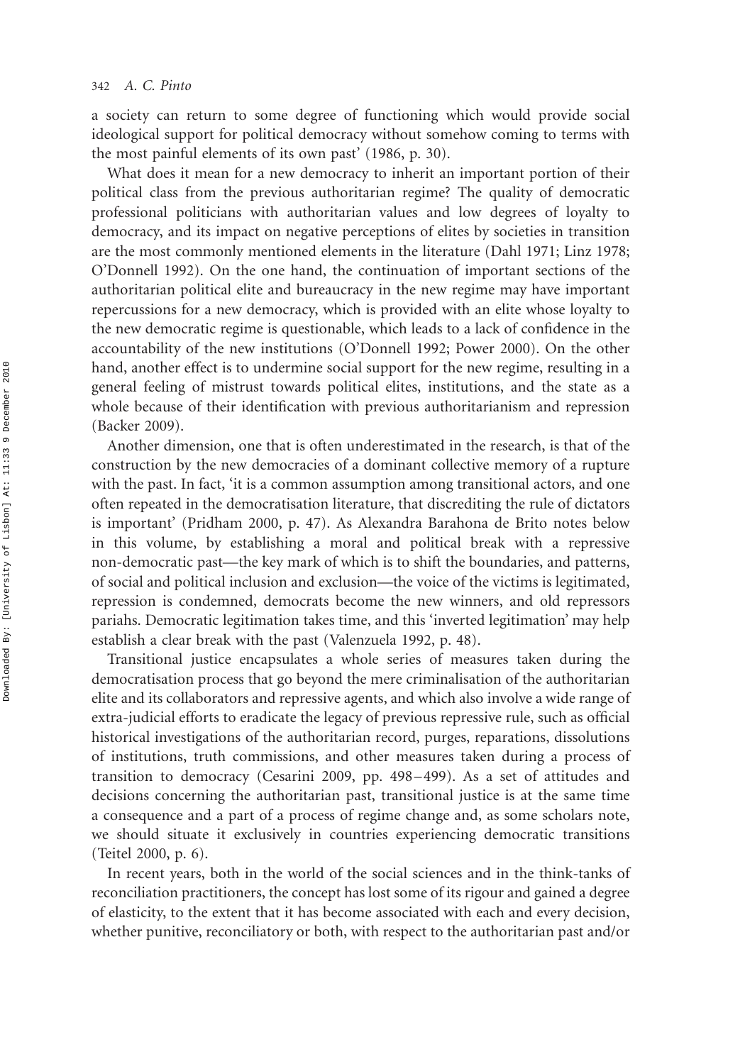a society can return to some degree of functioning which would provide social ideological support for political democracy without somehow coming to terms with the most painful elements of its own past' (1986, p. 30).

What does it mean for a new democracy to inherit an important portion of their political class from the previous authoritarian regime? The quality of democratic professional politicians with authoritarian values and low degrees of loyalty to democracy, and its impact on negative perceptions of elites by societies in transition are the most commonly mentioned elements in the literature (Dahl 1971; Linz 1978; O'Donnell 1992). On the one hand, the continuation of important sections of the authoritarian political elite and bureaucracy in the new regime may have important repercussions for a new democracy, which is provided with an elite whose loyalty to the new democratic regime is questionable, which leads to a lack of confidence in the accountability of the new institutions (O'Donnell 1992; Power 2000). On the other hand, another effect is to undermine social support for the new regime, resulting in a general feeling of mistrust towards political elites, institutions, and the state as a whole because of their identification with previous authoritarianism and repression (Backer 2009).

Another dimension, one that is often underestimated in the research, is that of the construction by the new democracies of a dominant collective memory of a rupture with the past. In fact, 'it is a common assumption among transitional actors, and one often repeated in the democratisation literature, that discrediting the rule of dictators is important' (Pridham 2000, p. 47). As Alexandra Barahona de Brito notes below in this volume, by establishing a moral and political break with a repressive non-democratic past—the key mark of which is to shift the boundaries, and patterns, of social and political inclusion and exclusion—the voice of the victims is legitimated, repression is condemned, democrats become the new winners, and old repressors pariahs. Democratic legitimation takes time, and this 'inverted legitimation' may help establish a clear break with the past (Valenzuela 1992, p. 48).

Transitional justice encapsulates a whole series of measures taken during the democratisation process that go beyond the mere criminalisation of the authoritarian elite and its collaborators and repressive agents, and which also involve a wide range of extra-judicial efforts to eradicate the legacy of previous repressive rule, such as official historical investigations of the authoritarian record, purges, reparations, dissolutions of institutions, truth commissions, and other measures taken during a process of transition to democracy (Cesarini 2009, pp. 498–499). As a set of attitudes and decisions concerning the authoritarian past, transitional justice is at the same time a consequence and a part of a process of regime change and, as some scholars note, we should situate it exclusively in countries experiencing democratic transitions (Teitel 2000, p. 6).

In recent years, both in the world of the social sciences and in the think-tanks of reconciliation practitioners, the concept has lost some of its rigour and gained a degree of elasticity, to the extent that it has become associated with each and every decision, whether punitive, reconciliatory or both, with respect to the authoritarian past and/or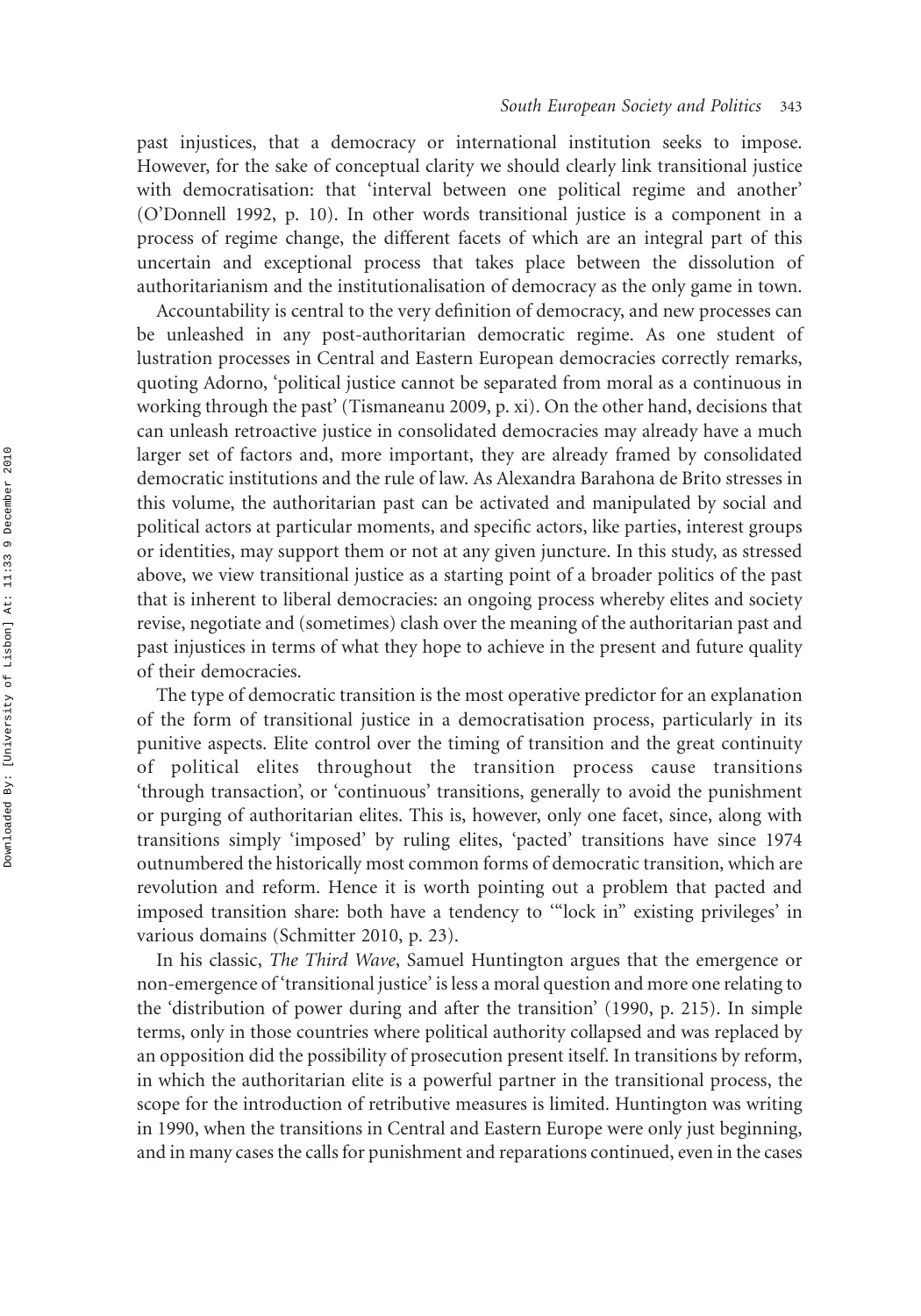past injustices, that a democracy or international institution seeks to impose. However, for the sake of conceptual clarity we should clearly link transitional justice with democratisation: that 'interval between one political regime and another' (O'Donnell 1992, p. 10). In other words transitional justice is a component in a process of regime change, the different facets of which are an integral part of this uncertain and exceptional process that takes place between the dissolution of authoritarianism and the institutionalisation of democracy as the only game in town.

Accountability is central to the very definition of democracy, and new processes can be unleashed in any post-authoritarian democratic regime. As one student of lustration processes in Central and Eastern European democracies correctly remarks, quoting Adorno, 'political justice cannot be separated from moral as a continuous in working through the past' (Tismaneanu 2009, p. xi). On the other hand, decisions that can unleash retroactive justice in consolidated democracies may already have a much larger set of factors and, more important, they are already framed by consolidated democratic institutions and the rule of law. As Alexandra Barahona de Brito stresses in this volume, the authoritarian past can be activated and manipulated by social and political actors at particular moments, and specific actors, like parties, interest groups or identities, may support them or not at any given juncture. In this study, as stressed above, we view transitional justice as a starting point of a broader politics of the past that is inherent to liberal democracies: an ongoing process whereby elites and society revise, negotiate and (sometimes) clash over the meaning of the authoritarian past and past injustices in terms of what they hope to achieve in the present and future quality of their democracies.

The type of democratic transition is the most operative predictor for an explanation of the form of transitional justice in a democratisation process, particularly in its punitive aspects. Elite control over the timing of transition and the great continuity of political elites throughout the transition process cause transitions 'through transaction', or 'continuous' transitions, generally to avoid the punishment or purging of authoritarian elites. This is, however, only one facet, since, along with transitions simply 'imposed' by ruling elites, 'pacted' transitions have since 1974 outnumbered the historically most common forms of democratic transition, which are revolution and reform. Hence it is worth pointing out a problem that pacted and imposed transition share: both have a tendency to '"lock in" existing privileges' in various domains (Schmitter 2010, p. 23).

In his classic, *The Third Wave*, Samuel Huntington argues that the emergence or non-emergence of 'transitional justice' is less a moral question and more one relating to the 'distribution of power during and after the transition' (1990, p. 215). In simple terms, only in those countries where political authority collapsed and was replaced by an opposition did the possibility of prosecution present itself. In transitions by reform, in which the authoritarian elite is a powerful partner in the transitional process, the scope for the introduction of retributive measures is limited. Huntington was writing in 1990, when the transitions in Central and Eastern Europe were only just beginning, and in many cases the calls for punishment and reparations continued, even in the cases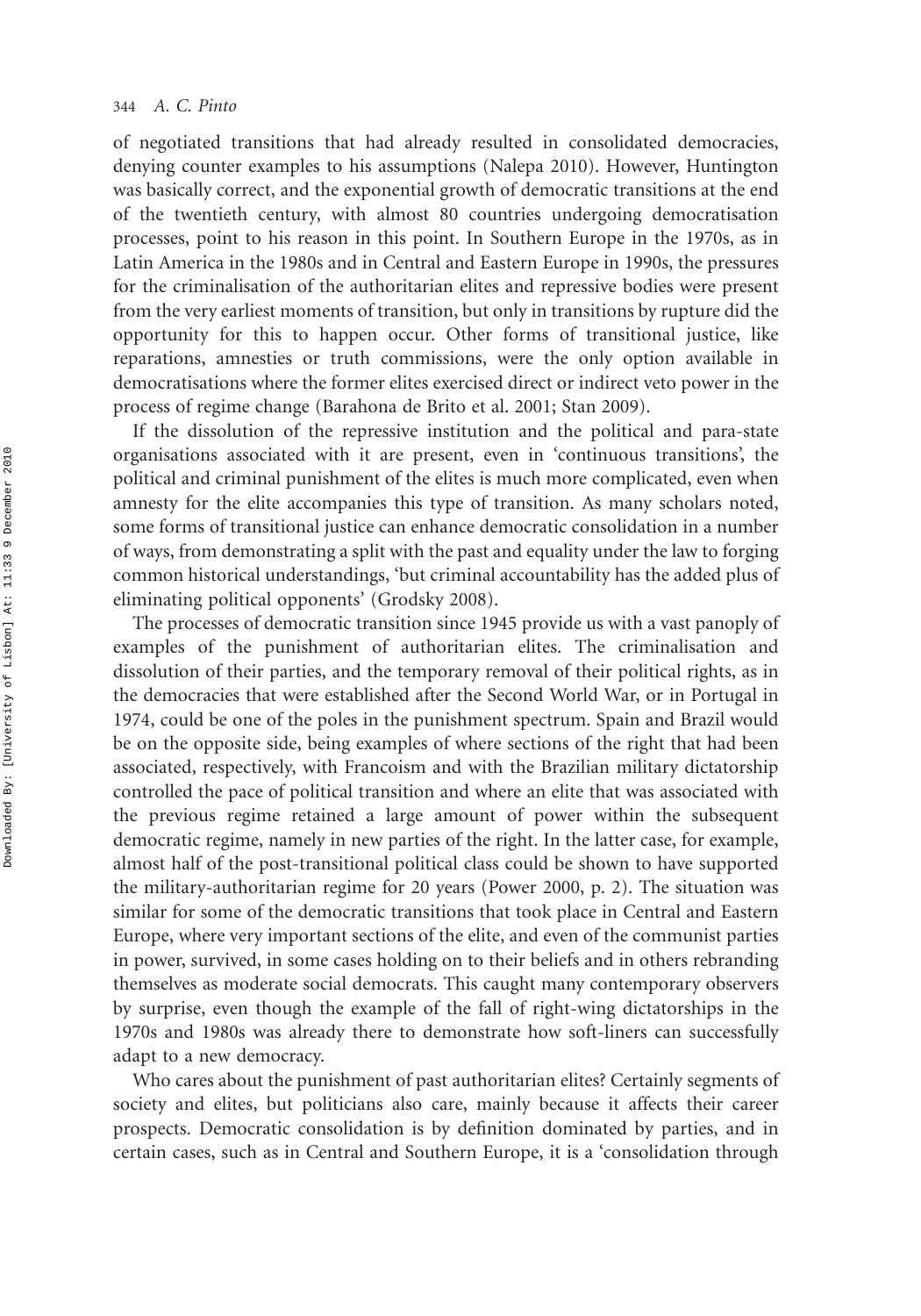of negotiated transitions that had already resulted in consolidated democracies, denying counter examples to his assumptions (Nalepa 2010). However, Huntington was basically correct, and the exponential growth of democratic transitions at the end of the twentieth century, with almost 80 countries undergoing democratisation processes, point to his reason in this point. In Southern Europe in the 1970s, as in Latin America in the 1980s and in Central and Eastern Europe in 1990s, the pressures for the criminalisation of the authoritarian elites and repressive bodies were present from the very earliest moments of transition, but only in transitions by rupture did the opportunity for this to happen occur. Other forms of transitional justice, like reparations, amnesties or truth commissions, were the only option available in democratisations where the former elites exercised direct or indirect veto power in the process of regime change (Barahona de Brito et al. 2001; Stan 2009).

If the dissolution of the repressive institution and the political and para-state organisations associated with it are present, even in 'continuous transitions', the political and criminal punishment of the elites is much more complicated, even when amnesty for the elite accompanies this type of transition. As many scholars noted, some forms of transitional justice can enhance democratic consolidation in a number of ways, from demonstrating a split with the past and equality under the law to forging common historical understandings, 'but criminal accountability has the added plus of eliminating political opponents' (Grodsky 2008).

The processes of democratic transition since 1945 provide us with a vast panoply of examples of the punishment of authoritarian elites. The criminalisation and dissolution of their parties, and the temporary removal of their political rights, as in the democracies that were established after the Second World War, or in Portugal in 1974, could be one of the poles in the punishment spectrum. Spain and Brazil would be on the opposite side, being examples of where sections of the right that had been associated, respectively, with Francoism and with the Brazilian military dictatorship controlled the pace of political transition and where an elite that was associated with the previous regime retained a large amount of power within the subsequent democratic regime, namely in new parties of the right. In the latter case, for example, almost half of the post-transitional political class could be shown to have supported the military-authoritarian regime for 20 years (Power 2000, p. 2). The situation was similar for some of the democratic transitions that took place in Central and Eastern Europe, where very important sections of the elite, and even of the communist parties in power, survived, in some cases holding on to their beliefs and in others rebranding themselves as moderate social democrats. This caught many contemporary observers by surprise, even though the example of the fall of right-wing dictatorships in the 1970s and 1980s was already there to demonstrate how soft-liners can successfully adapt to a new democracy.

Who cares about the punishment of past authoritarian elites? Certainly segments of society and elites, but politicians also care, mainly because it affects their career prospects. Democratic consolidation is by definition dominated by parties, and in certain cases, such as in Central and Southern Europe, it is a 'consolidation through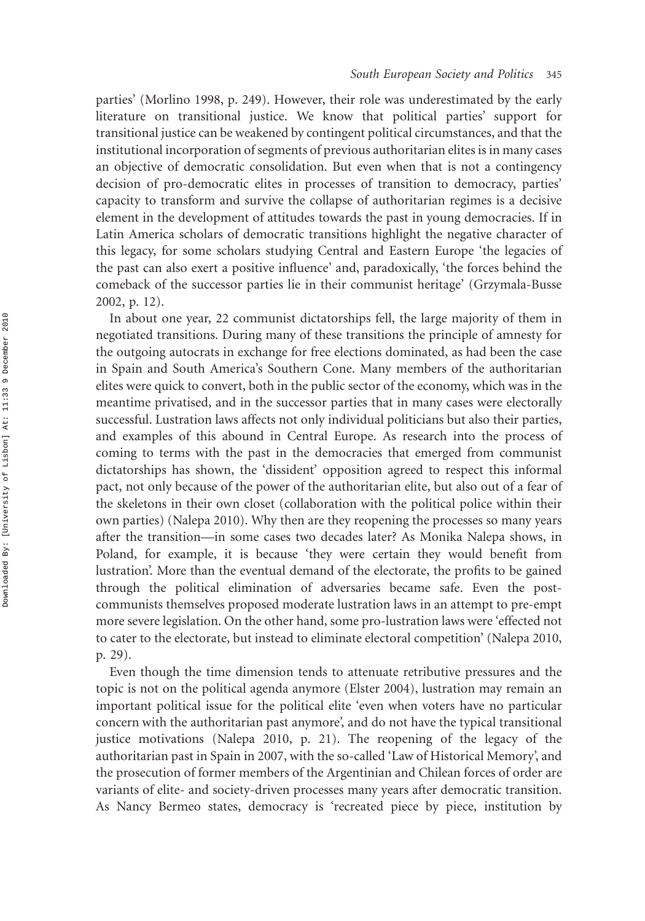parties' (Morlino 1998, p. 249). However, their role was underestimated by the early literature on transitional justice. We know that political parties' support for transitional justice can be weakened by contingent political circumstances, and that the institutional incorporation of segments of previous authoritarian elites is in many cases an objective of democratic consolidation. But even when that is not a contingency decision of pro-democratic elites in processes of transition to democracy, parties' capacity to transform and survive the collapse of authoritarian regimes is a decisive element in the development of attitudes towards the past in young democracies. If in Latin America scholars of democratic transitions highlight the negative character of this legacy, for some scholars studying Central and Eastern Europe 'the legacies of the past can also exert a positive influence' and, paradoxically, 'the forces behind the comeback of the successor parties lie in their communist heritage' (Grzymala-Busse 2002, p. 12).

In about one year, 22 communist dictatorships fell, the large majority of them in negotiated transitions. During many of these transitions the principle of amnesty for the outgoing autocrats in exchange for free elections dominated, as had been the case in Spain and South America's Southern Cone. Many members of the authoritarian elites were quick to convert, both in the public sector of the economy, which was in the meantime privatised, and in the successor parties that in many cases were electorally successful. Lustration laws affects not only individual politicians but also their parties, and examples of this abound in Central Europe. As research into the process of coming to terms with the past in the democracies that emerged from communist dictatorships has shown, the 'dissident' opposition agreed to respect this informal pact, not only because of the power of the authoritarian elite, but also out of a fear of the skeletons in their own closet (collaboration with the political police within their own parties) (Nalepa 2010). Why then are they reopening the processes so many years after the transition—in some cases two decades later? As Monika Nalepa shows, in Poland, for example, it is because 'they were certain they would benefit from lustration'. More than the eventual demand of the electorate, the profits to be gained through the political elimination of adversaries became safe. Even the post-communists themselves proposed moderate lustration laws in an attempt to pre-empt more severe legislation. On the other hand, some pro-lustration laws were 'effected not to cater to the electorate, but instead to eliminate electoral competition' (Nalepa 2010, p. 29).

Even though the time dimension tends to attenuate retributive pressures and the topic is not on the political agenda anymore (Elster 2004), lustration may remain an important political issue for the political elite 'even when voters have no particular concern with the authoritarian past anymore', and do not have the typical transitional justice motivations (Nalepa 2010, p. 21). The reopening of the legacy of the authoritarian past in Spain in 2007, with the so-called 'Law of Historical Memory', and the prosecution of former members of the Argentinian and Chilean forces of order are variants of elite- and society-driven processes many years after democratic transition. As Nancy Bermeo states, democracy is 'recreated piece by piece, institution by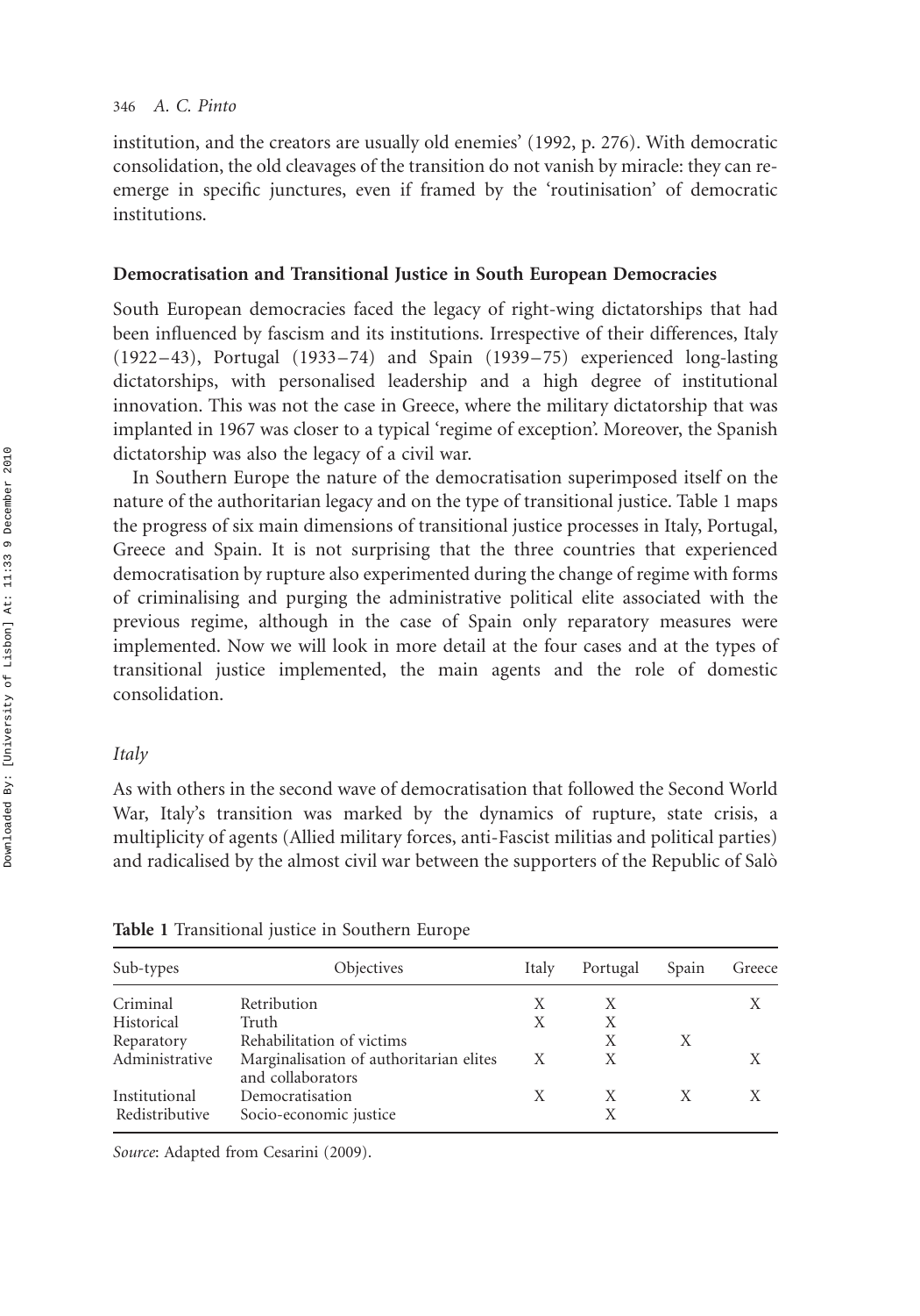institution, and the creators are usually old enemies' (1992, p. 276). With democratic consolidation, the old cleavages of the transition do not vanish by miracle: they can re-emerge in specific junctures, even if framed by the 'routinisation' of democratic institutions.

## Democratisation and Transitional Justice in South European Democracies

South European democracies faced the legacy of right-wing dictatorships that had been influenced by fascism and its institutions. Irrespective of their differences, Italy (1922–43), Portugal (1933–74) and Spain (1939–75) experienced long-lasting dictatorships, with personalised leadership and a high degree of institutional innovation. This was not the case in Greece, where the military dictatorship that was implanted in 1967 was closer to a typical 'regime of exception'. Moreover, the Spanish dictatorship was also the legacy of a civil war.

In Southern Europe the nature of the democratisation superimposed itself on the nature of the authoritarian legacy and on the type of transitional justice. Table 1 maps the progress of six main dimensions of transitional justice processes in Italy, Portugal, Greece and Spain. It is not surprising that the three countries that experienced democratisation by rupture also experimented during the change of regime with forms of criminalising and purging the administrative political elite associated with the previous regime, although in the case of Spain only reparatory measures were implemented. Now we will look in more detail at the four cases and at the types of transitional justice implemented, the main agents and the role of domestic consolidation.

### *Italy*

As with others in the second wave of democratisation that followed the Second World War, Italy's transition was marked by the dynamics of rupture, state crisis, a multiplicity of agents (Allied military forces, anti-Fascist militias and political parties) and radicalised by the almost civil war between the supporters of the Republic of Salò

**Table 1** Transitional justice in Southern Europe

| Sub-types | Objectives | Italy | Portugal | Spain | Greece |
|---|---|---|---|---|---|
| Criminal | Retribution | X | X | | X |
| Historical | Truth | X | X | | |
| Reparatory | Rehabilitation of victims | | X | X | |
| Administrative | Marginalisation of authoritarian elites and collaborators | X | X | | X |
| Institutional | Democratisation | X | X | X | X |
| Redistributive | Socio-economic justice | | X | | |

*Source*: Adapted from Cesarini (2009).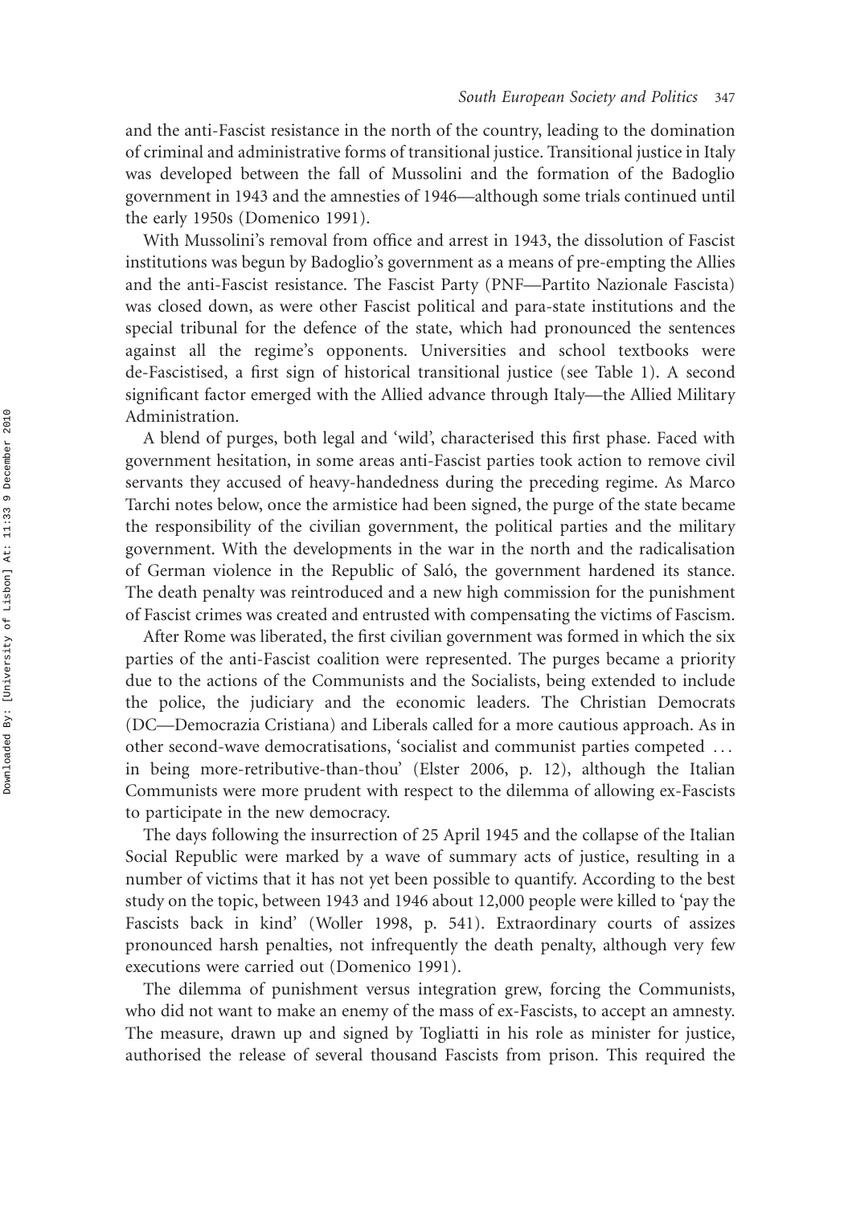and the anti-Fascist resistance in the north of the country, leading to the domination of criminal and administrative forms of transitional justice. Transitional justice in Italy was developed between the fall of Mussolini and the formation of the Badoglio government in 1943 and the amnesties of 1946—although some trials continued until the early 1950s (Domenico 1991).

With Mussolini's removal from office and arrest in 1943, the dissolution of Fascist institutions was begun by Badoglio's government as a means of pre-empting the Allies and the anti-Fascist resistance. The Fascist Party (PNF—Partito Nazionale Fascista) was closed down, as were other Fascist political and para-state institutions and the special tribunal for the defence of the state, which had pronounced the sentences against all the regime's opponents. Universities and school textbooks were de-Fascistised, a first sign of historical transitional justice (see Table 1). A second significant factor emerged with the Allied advance through Italy—the Allied Military Administration.

A blend of purges, both legal and 'wild', characterised this first phase. Faced with government hesitation, in some areas anti-Fascist parties took action to remove civil servants they accused of heavy-handedness during the preceding regime. As Marco Tarchi notes below, once the armistice had been signed, the purge of the state became the responsibility of the civilian government, the political parties and the military government. With the developments in the war in the north and the radicalisation of German violence in the Republic of Saló, the government hardened its stance. The death penalty was reintroduced and a new high commission for the punishment of Fascist crimes was created and entrusted with compensating the victims of Fascism.

After Rome was liberated, the first civilian government was formed in which the six parties of the anti-Fascist coalition were represented. The purges became a priority due to the actions of the Communists and the Socialists, being extended to include the police, the judiciary and the economic leaders. The Christian Democrats (DC—Democrazia Cristiana) and Liberals called for a more cautious approach. As in other second-wave democratisations, 'socialist and communist parties competed ... in being more-retributive-than-thou' (Elster 2006, p. 12), although the Italian Communists were more prudent with respect to the dilemma of allowing ex-Fascists to participate in the new democracy.

The days following the insurrection of 25 April 1945 and the collapse of the Italian Social Republic were marked by a wave of summary acts of justice, resulting in a number of victims that it has not yet been possible to quantify. According to the best study on the topic, between 1943 and 1946 about 12,000 people were killed to 'pay the Fascists back in kind' (Woller 1998, p. 541). Extraordinary courts of assizes pronounced harsh penalties, not infrequently the death penalty, although very few executions were carried out (Domenico 1991).

The dilemma of punishment versus integration grew, forcing the Communists, who did not want to make an enemy of the mass of ex-Fascists, to accept an amnesty. The measure, drawn up and signed by Togliatti in his role as minister for justice, authorised the release of several thousand Fascists from prison. This required the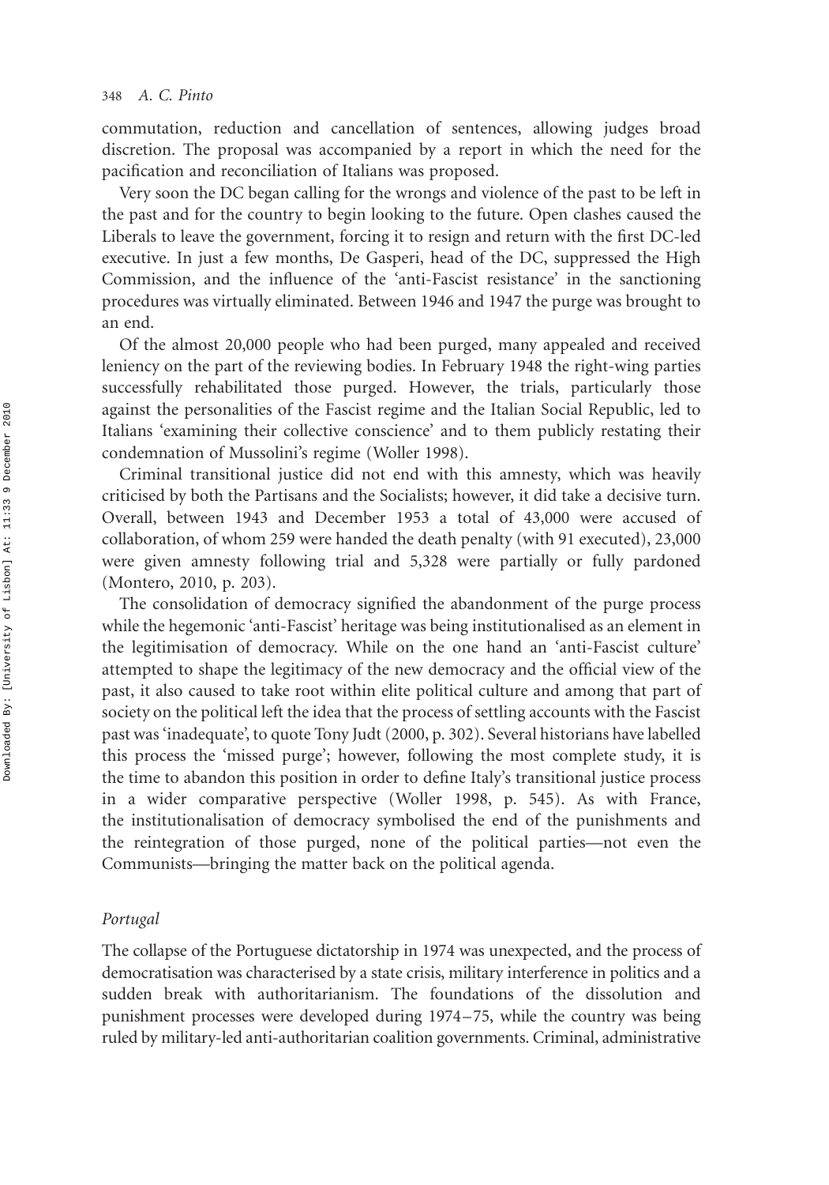commutation, reduction and cancellation of sentences, allowing judges broad discretion. The proposal was accompanied by a report in which the need for the pacification and reconciliation of Italians was proposed.

Very soon the DC began calling for the wrongs and violence of the past to be left in the past and for the country to begin looking to the future. Open clashes caused the Liberals to leave the government, forcing it to resign and return with the first DC-led executive. In just a few months, De Gasperi, head of the DC, suppressed the High Commission, and the influence of the 'anti-Fascist resistance' in the sanctioning procedures was virtually eliminated. Between 1946 and 1947 the purge was brought to an end.

Of the almost 20,000 people who had been purged, many appealed and received leniency on the part of the reviewing bodies. In February 1948 the right-wing parties successfully rehabilitated those purged. However, the trials, particularly those against the personalities of the Fascist regime and the Italian Social Republic, led to Italians 'examining their collective conscience' and to them publicly restating their condemnation of Mussolini's regime (Woller 1998).

Criminal transitional justice did not end with this amnesty, which was heavily criticised by both the Partisans and the Socialists; however, it did take a decisive turn. Overall, between 1943 and December 1953 a total of 43,000 were accused of collaboration, of whom 259 were handed the death penalty (with 91 executed), 23,000 were given amnesty following trial and 5,328 were partially or fully pardoned (Montero, 2010, p. 203).

The consolidation of democracy signified the abandonment of the purge process while the hegemonic 'anti-Fascist' heritage was being institutionalised as an element in the legitimisation of democracy. While on the one hand an 'anti-Fascist culture' attempted to shape the legitimacy of the new democracy and the official view of the past, it also caused to take root within elite political culture and among that part of society on the political left the idea that the process of settling accounts with the Fascist past was 'inadequate', to quote Tony Judt (2000, p. 302). Several historians have labelled this process the 'missed purge'; however, following the most complete study, it is the time to abandon this position in order to define Italy's transitional justice process in a wider comparative perspective (Woller 1998, p. 545). As with France, the institutionalisation of democracy symbolised the end of the punishments and the reintegration of those purged, none of the political parties—not even the Communists—bringing the matter back on the political agenda.

### *Portugal*

The collapse of the Portuguese dictatorship in 1974 was unexpected, and the process of democratisation was characterised by a state crisis, military interference in politics and a sudden break with authoritarianism. The foundations of the dissolution and punishment processes were developed during 1974–75, while the country was being ruled by military-led anti-authoritarian coalition governments. Criminal, administrative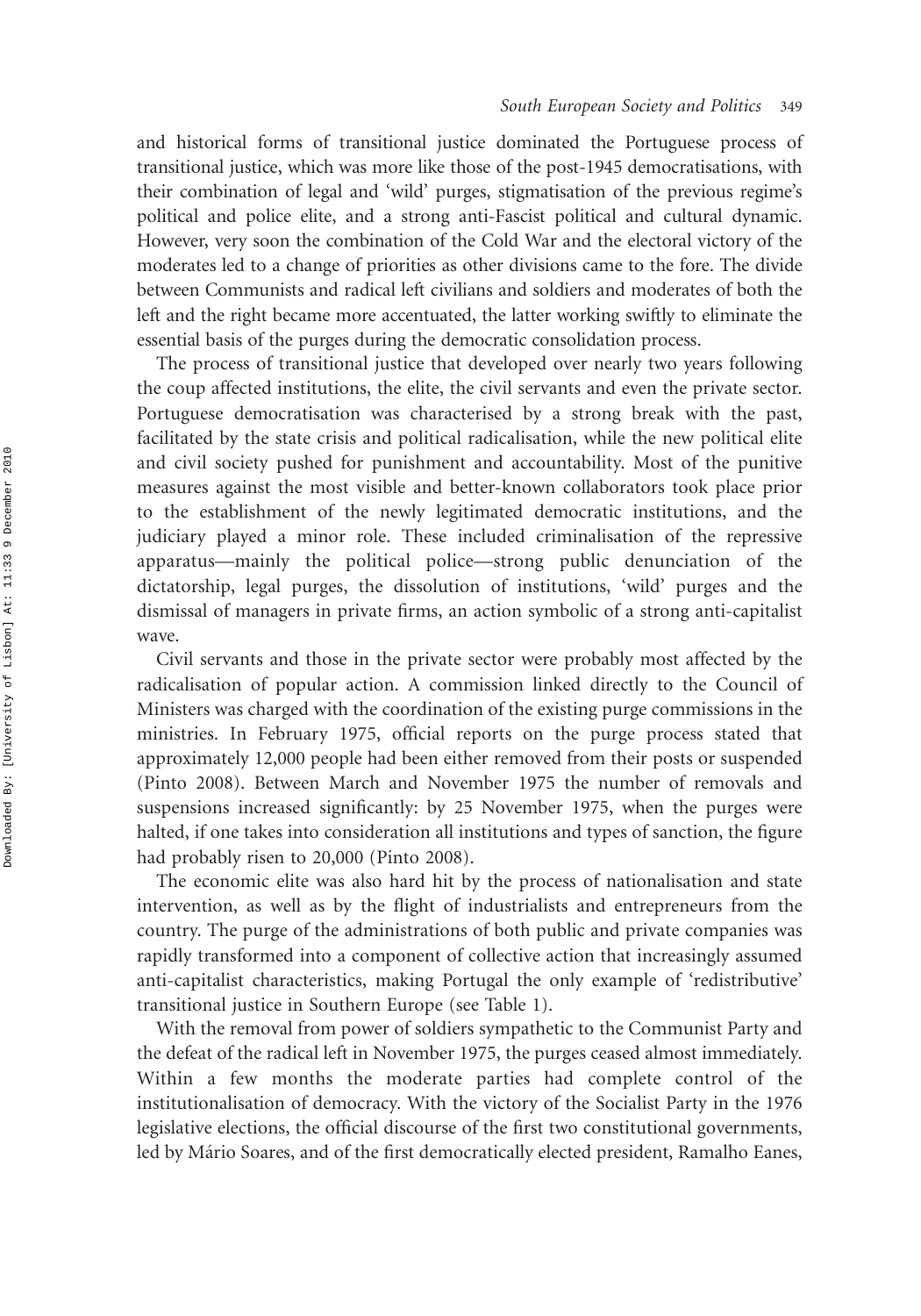and historical forms of transitional justice dominated the Portuguese process of transitional justice, which was more like those of the post-1945 democratisations, with their combination of legal and 'wild' purges, stigmatisation of the previous regime's political and police elite, and a strong anti-Fascist political and cultural dynamic. However, very soon the combination of the Cold War and the electoral victory of the moderates led to a change of priorities as other divisions came to the fore. The divide between Communists and radical left civilians and soldiers and moderates of both the left and the right became more accentuated, the latter working swiftly to eliminate the essential basis of the purges during the democratic consolidation process.

The process of transitional justice that developed over nearly two years following the coup affected institutions, the elite, the civil servants and even the private sector. Portuguese democratisation was characterised by a strong break with the past, facilitated by the state crisis and political radicalisation, while the new political elite and civil society pushed for punishment and accountability. Most of the punitive measures against the most visible and better-known collaborators took place prior to the establishment of the newly legitimated democratic institutions, and the judiciary played a minor role. These included criminalisation of the repressive apparatus—mainly the political police—strong public denunciation of the dictatorship, legal purges, the dissolution of institutions, 'wild' purges and the dismissal of managers in private firms, an action symbolic of a strong anti-capitalist wave.

Civil servants and those in the private sector were probably most affected by the radicalisation of popular action. A commission linked directly to the Council of Ministers was charged with the coordination of the existing purge commissions in the ministries. In February 1975, official reports on the purge process stated that approximately 12,000 people had been either removed from their posts or suspended (Pinto 2008). Between March and November 1975 the number of removals and suspensions increased significantly: by 25 November 1975, when the purges were halted, if one takes into consideration all institutions and types of sanction, the figure had probably risen to 20,000 (Pinto 2008).

The economic elite was also hard hit by the process of nationalisation and state intervention, as well as by the flight of industrialists and entrepreneurs from the country. The purge of the administrations of both public and private companies was rapidly transformed into a component of collective action that increasingly assumed anti-capitalist characteristics, making Portugal the only example of 'redistributive' transitional justice in Southern Europe (see Table 1).

With the removal from power of soldiers sympathetic to the Communist Party and the defeat of the radical left in November 1975, the purges ceased almost immediately. Within a few months the moderate parties had complete control of the institutionalisation of democracy. With the victory of the Socialist Party in the 1976 legislative elections, the official discourse of the first two constitutional governments, led by Mário Soares, and of the first democratically elected president, Ramalho Eanes,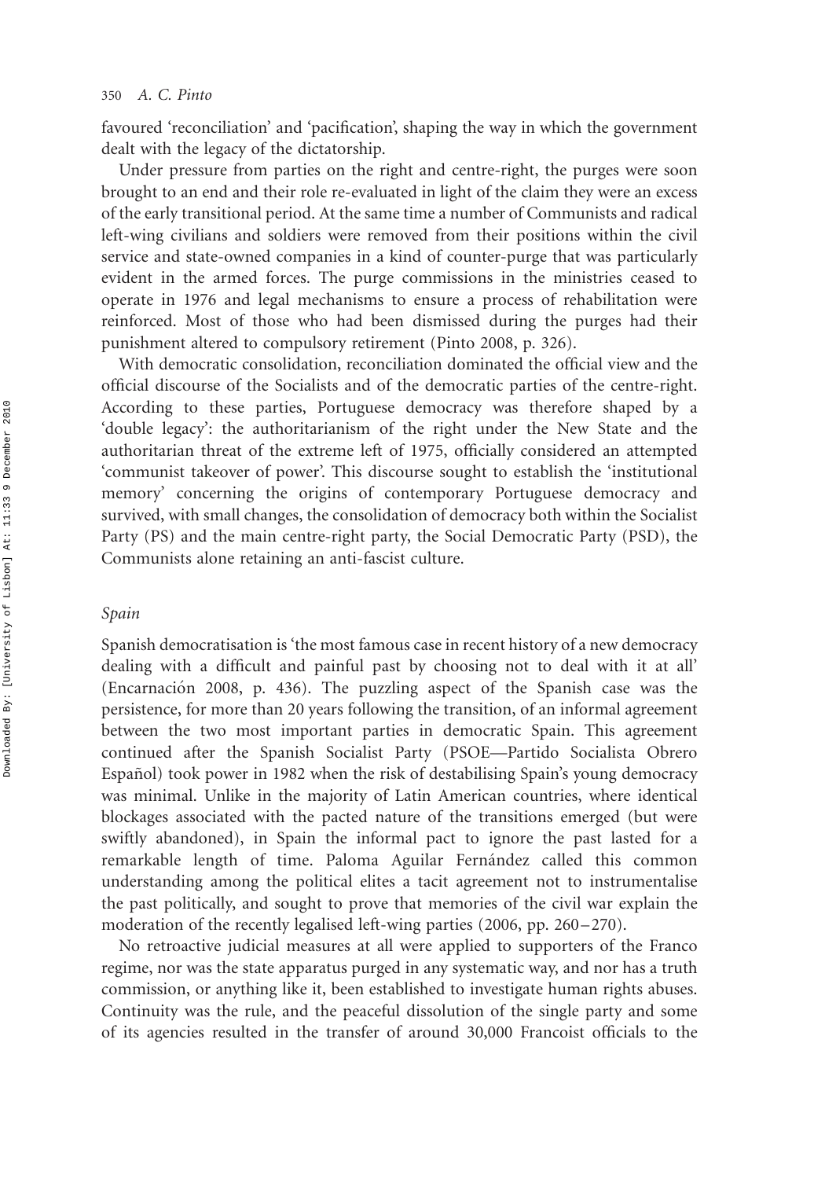favoured 'reconciliation' and 'pacification', shaping the way in which the government dealt with the legacy of the dictatorship.

Under pressure from parties on the right and centre-right, the purges were soon brought to an end and their role re-evaluated in light of the claim they were an excess of the early transitional period. At the same time a number of Communists and radical left-wing civilians and soldiers were removed from their positions within the civil service and state-owned companies in a kind of counter-purge that was particularly evident in the armed forces. The purge commissions in the ministries ceased to operate in 1976 and legal mechanisms to ensure a process of rehabilitation were reinforced. Most of those who had been dismissed during the purges had their punishment altered to compulsory retirement (Pinto 2008, p. 326).

With democratic consolidation, reconciliation dominated the official view and the official discourse of the Socialists and of the democratic parties of the centre-right. According to these parties, Portuguese democracy was therefore shaped by a 'double legacy': the authoritarianism of the right under the New State and the authoritarian threat of the extreme left of 1975, officially considered an attempted 'communist takeover of power'. This discourse sought to establish the 'institutional memory' concerning the origins of contemporary Portuguese democracy and survived, with small changes, the consolidation of democracy both within the Socialist Party (PS) and the main centre-right party, the Social Democratic Party (PSD), the Communists alone retaining an anti-fascist culture.

### *Spain*

Spanish democratisation is 'the most famous case in recent history of a new democracy dealing with a difficult and painful past by choosing not to deal with it at all' (Encarnación 2008, p. 436). The puzzling aspect of the Spanish case was the persistence, for more than 20 years following the transition, of an informal agreement between the two most important parties in democratic Spain. This agreement continued after the Spanish Socialist Party (PSOE—Partido Socialista Obrero Español) took power in 1982 when the risk of destabilising Spain's young democracy was minimal. Unlike in the majority of Latin American countries, where identical blockages associated with the pacted nature of the transitions emerged (but were swiftly abandoned), in Spain the informal pact to ignore the past lasted for a remarkable length of time. Paloma Aguilar Fernández called this common understanding among the political elites a tacit agreement not to instrumentalise the past politically, and sought to prove that memories of the civil war explain the moderation of the recently legalised left-wing parties (2006, pp. 260–270).

No retroactive judicial measures at all were applied to supporters of the Franco regime, nor was the state apparatus purged in any systematic way, and nor has a truth commission, or anything like it, been established to investigate human rights abuses. Continuity was the rule, and the peaceful dissolution of the single party and some of its agencies resulted in the transfer of around 30,000 Francoist officials to the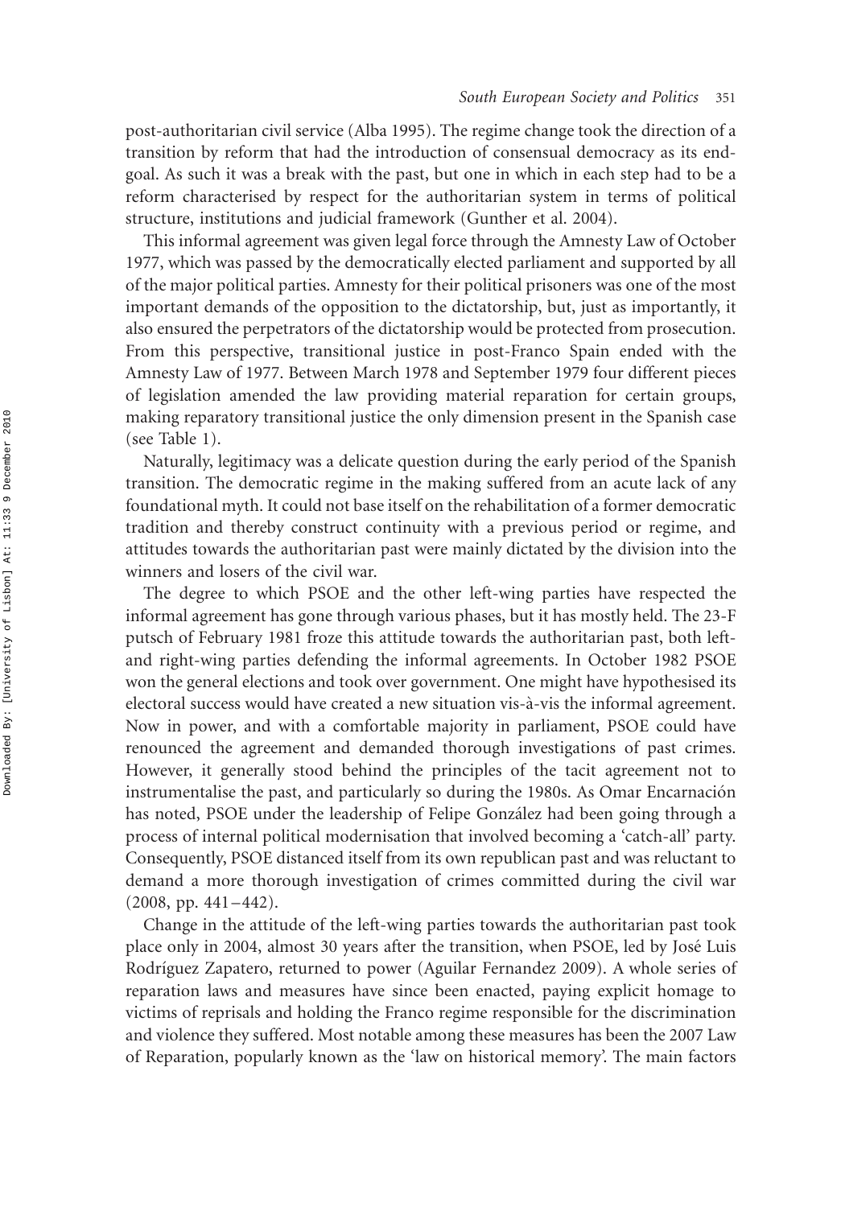post-authoritarian civil service (Alba 1995). The regime change took the direction of a transition by reform that had the introduction of consensual democracy as its end-goal. As such it was a break with the past, but one in which in each step had to be a reform characterised by respect for the authoritarian system in terms of political structure, institutions and judicial framework (Gunther et al. 2004).

This informal agreement was given legal force through the Amnesty Law of October 1977, which was passed by the democratically elected parliament and supported by all of the major political parties. Amnesty for their political prisoners was one of the most important demands of the opposition to the dictatorship, but, just as importantly, it also ensured the perpetrators of the dictatorship would be protected from prosecution. From this perspective, transitional justice in post-Franco Spain ended with the Amnesty Law of 1977. Between March 1978 and September 1979 four different pieces of legislation amended the law providing material reparation for certain groups, making reparatory transitional justice the only dimension present in the Spanish case (see Table 1).

Naturally, legitimacy was a delicate question during the early period of the Spanish transition. The democratic regime in the making suffered from an acute lack of any foundational myth. It could not base itself on the rehabilitation of a former democratic tradition and thereby construct continuity with a previous period or regime, and attitudes towards the authoritarian past were mainly dictated by the division into the winners and losers of the civil war.

The degree to which PSOE and the other left-wing parties have respected the informal agreement has gone through various phases, but it has mostly held. The 23-F putsch of February 1981 froze this attitude towards the authoritarian past, both left- and right-wing parties defending the informal agreements. In October 1982 PSOE won the general elections and took over government. One might have hypothesised its electoral success would have created a new situation vis-à-vis the informal agreement. Now in power, and with a comfortable majority in parliament, PSOE could have renounced the agreement and demanded thorough investigations of past crimes. However, it generally stood behind the principles of the tacit agreement not to instrumentalise the past, and particularly so during the 1980s. As Omar Encarnación has noted, PSOE under the leadership of Felipe González had been going through a process of internal political modernisation that involved becoming a 'catch-all' party. Consequently, PSOE distanced itself from its own republican past and was reluctant to demand a more thorough investigation of crimes committed during the civil war (2008, pp. 441–442).

Change in the attitude of the left-wing parties towards the authoritarian past took place only in 2004, almost 30 years after the transition, when PSOE, led by José Luis Rodríguez Zapatero, returned to power (Aguilar Fernandez 2009). A whole series of reparation laws and measures have since been enacted, paying explicit homage to victims of reprisals and holding the Franco regime responsible for the discrimination and violence they suffered. Most notable among these measures has been the 2007 Law of Reparation, popularly known as the 'law on historical memory'. The main factors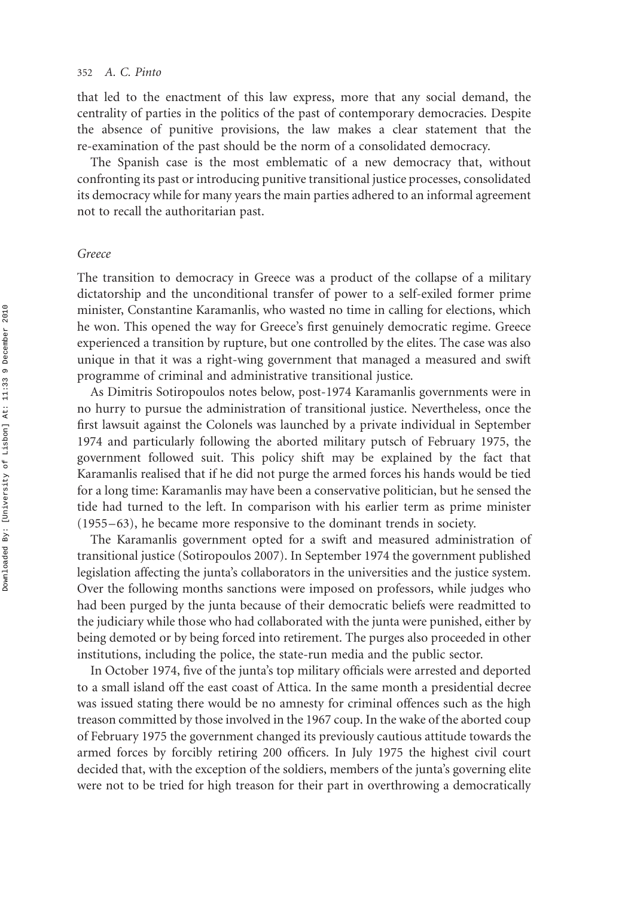that led to the enactment of this law express, more that any social demand, the centrality of parties in the politics of the past of contemporary democracies. Despite the absence of punitive provisions, the law makes a clear statement that the re-examination of the past should be the norm of a consolidated democracy.

The Spanish case is the most emblematic of a new democracy that, without confronting its past or introducing punitive transitional justice processes, consolidated its democracy while for many years the main parties adhered to an informal agreement not to recall the authoritarian past.

### *Greece*

The transition to democracy in Greece was a product of the collapse of a military dictatorship and the unconditional transfer of power to a self-exiled former prime minister, Constantine Karamanlis, who wasted no time in calling for elections, which he won. This opened the way for Greece's first genuinely democratic regime. Greece experienced a transition by rupture, but one controlled by the elites. The case was also unique in that it was a right-wing government that managed a measured and swift programme of criminal and administrative transitional justice.

As Dimitris Sotiropoulos notes below, post-1974 Karamanlis governments were in no hurry to pursue the administration of transitional justice. Nevertheless, once the first lawsuit against the Colonels was launched by a private individual in September 1974 and particularly following the aborted military putsch of February 1975, the government followed suit. This policy shift may be explained by the fact that Karamanlis realised that if he did not purge the armed forces his hands would be tied for a long time: Karamanlis may have been a conservative politician, but he sensed the tide had turned to the left. In comparison with his earlier term as prime minister (1955–63), he became more responsive to the dominant trends in society.

The Karamanlis government opted for a swift and measured administration of transitional justice (Sotiropoulos 2007). In September 1974 the government published legislation affecting the junta's collaborators in the universities and the justice system. Over the following months sanctions were imposed on professors, while judges who had been purged by the junta because of their democratic beliefs were readmitted to the judiciary while those who had collaborated with the junta were punished, either by being demoted or by being forced into retirement. The purges also proceeded in other institutions, including the police, the state-run media and the public sector.

In October 1974, five of the junta's top military officials were arrested and deported to a small island off the east coast of Attica. In the same month a presidential decree was issued stating there would be no amnesty for criminal offences such as the high treason committed by those involved in the 1967 coup. In the wake of the aborted coup of February 1975 the government changed its previously cautious attitude towards the armed forces by forcibly retiring 200 officers. In July 1975 the highest civil court decided that, with the exception of the soldiers, members of the junta's governing elite were not to be tried for high treason for their part in overthrowing a democratically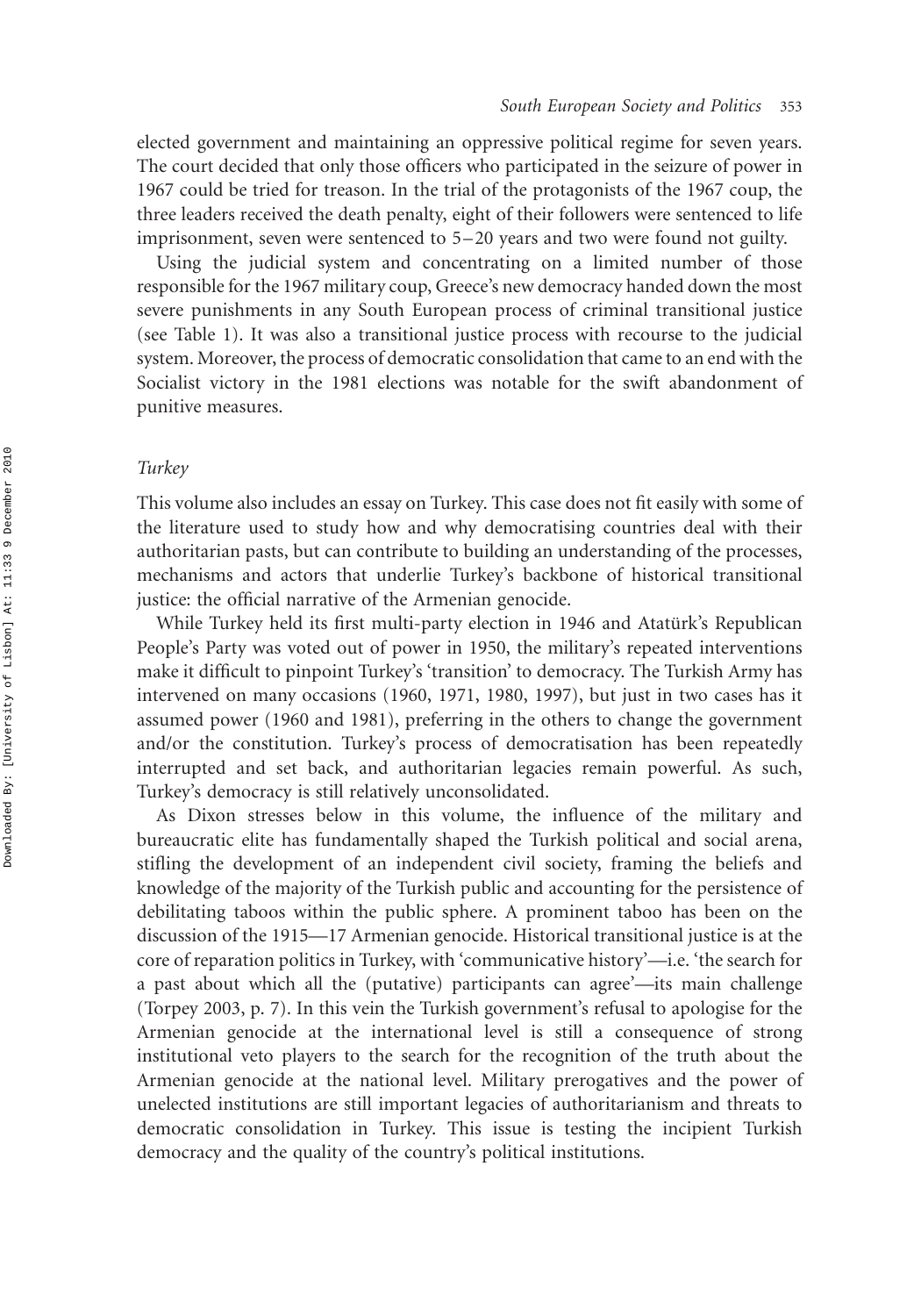elected government and maintaining an oppressive political regime for seven years. The court decided that only those officers who participated in the seizure of power in 1967 could be tried for treason. In the trial of the protagonists of the 1967 coup, the three leaders received the death penalty, eight of their followers were sentenced to life imprisonment, seven were sentenced to 5–20 years and two were found not guilty.

Using the judicial system and concentrating on a limited number of those responsible for the 1967 military coup, Greece's new democracy handed down the most severe punishments in any South European process of criminal transitional justice (see Table 1). It was also a transitional justice process with recourse to the judicial system. Moreover, the process of democratic consolidation that came to an end with the Socialist victory in the 1981 elections was notable for the swift abandonment of punitive measures.

### *Turkey*

This volume also includes an essay on Turkey. This case does not fit easily with some of the literature used to study how and why democratising countries deal with their authoritarian pasts, but can contribute to building an understanding of the processes, mechanisms and actors that underlie Turkey's backbone of historical transitional justice: the official narrative of the Armenian genocide.

While Turkey held its first multi-party election in 1946 and Atatürk's Republican People's Party was voted out of power in 1950, the military's repeated interventions make it difficult to pinpoint Turkey's 'transition' to democracy. The Turkish Army has intervened on many occasions (1960, 1971, 1980, 1997), but just in two cases has it assumed power (1960 and 1981), preferring in the others to change the government and/or the constitution. Turkey's process of democratisation has been repeatedly interrupted and set back, and authoritarian legacies remain powerful. As such, Turkey's democracy is still relatively unconsolidated.

As Dixon stresses below in this volume, the influence of the military and bureaucratic elite has fundamentally shaped the Turkish political and social arena, stifling the development of an independent civil society, framing the beliefs and knowledge of the majority of the Turkish public and accounting for the persistence of debilitating taboos within the public sphere. A prominent taboo has been on the discussion of the 1915—17 Armenian genocide. Historical transitional justice is at the core of reparation politics in Turkey, with 'communicative history'—i.e. 'the search for a past about which all the (putative) participants can agree'—its main challenge (Torpey 2003, p. 7). In this vein the Turkish government's refusal to apologise for the Armenian genocide at the international level is still a consequence of strong institutional veto players to the search for the recognition of the truth about the Armenian genocide at the national level. Military prerogatives and the power of unelected institutions are still important legacies of authoritarianism and threats to democratic consolidation in Turkey. This issue is testing the incipient Turkish democracy and the quality of the country's political institutions.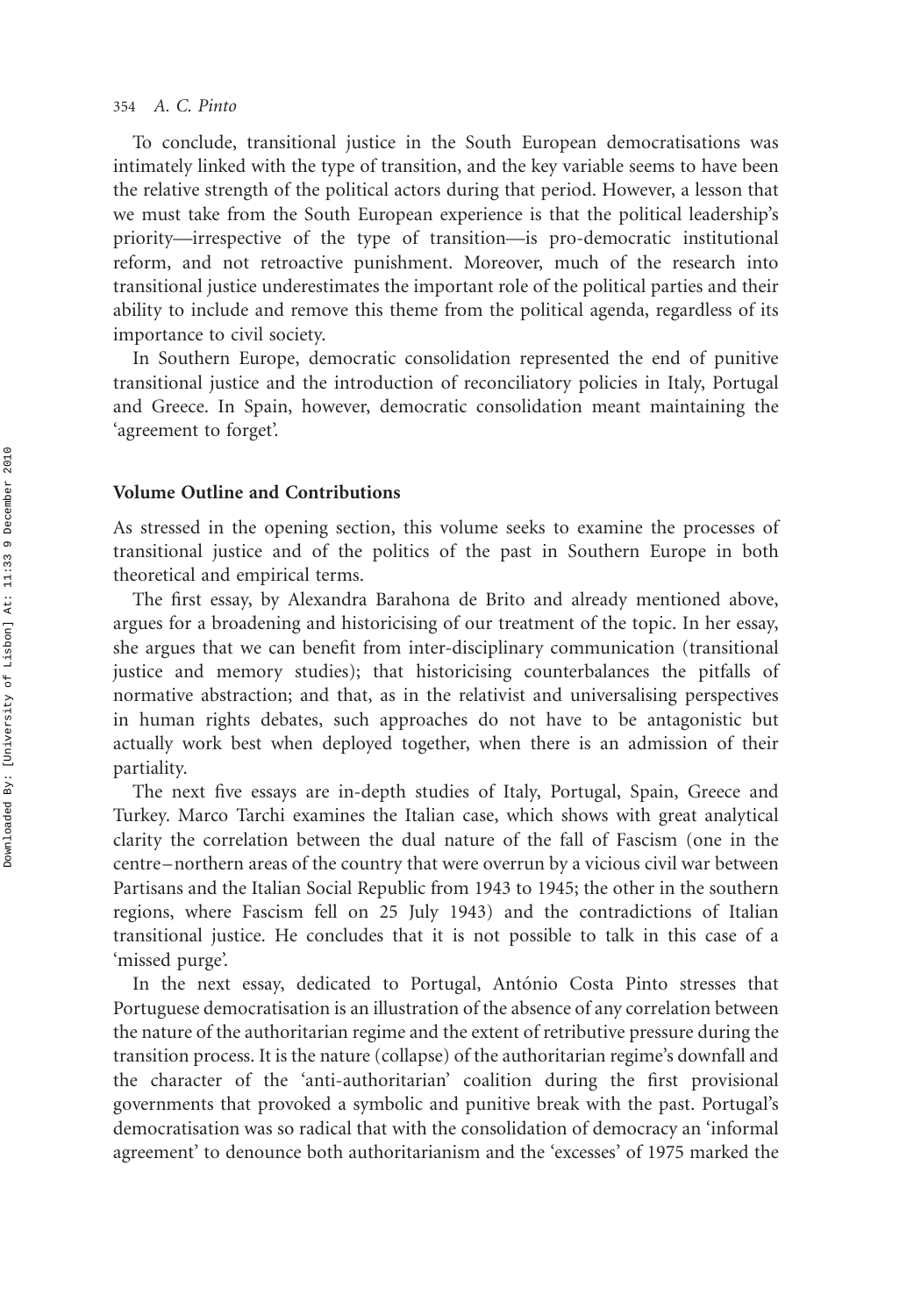To conclude, transitional justice in the South European democratisations was intimately linked with the type of transition, and the key variable seems to have been the relative strength of the political actors during that period. However, a lesson that we must take from the South European experience is that the political leadership's priority—irrespective of the type of transition—is pro-democratic institutional reform, and not retroactive punishment. Moreover, much of the research into transitional justice underestimates the important role of the political parties and their ability to include and remove this theme from the political agenda, regardless of its importance to civil society.

In Southern Europe, democratic consolidation represented the end of punitive transitional justice and the introduction of reconciliatory policies in Italy, Portugal and Greece. In Spain, however, democratic consolidation meant maintaining the 'agreement to forget'.

## Volume Outline and Contributions

As stressed in the opening section, this volume seeks to examine the processes of transitional justice and of the politics of the past in Southern Europe in both theoretical and empirical terms.

The first essay, by Alexandra Barahona de Brito and already mentioned above, argues for a broadening and historicising of our treatment of the topic. In her essay, she argues that we can benefit from inter-disciplinary communication (transitional justice and memory studies); that historicising counterbalances the pitfalls of normative abstraction; and that, as in the relativist and universalising perspectives in human rights debates, such approaches do not have to be antagonistic but actually work best when deployed together, when there is an admission of their partiality.

The next five essays are in-depth studies of Italy, Portugal, Spain, Greece and Turkey. Marco Tarchi examines the Italian case, which shows with great analytical clarity the correlation between the dual nature of the fall of Fascism (one in the centre–northern areas of the country that were overrun by a vicious civil war between Partisans and the Italian Social Republic from 1943 to 1945; the other in the southern regions, where Fascism fell on 25 July 1943) and the contradictions of Italian transitional justice. He concludes that it is not possible to talk in this case of a 'missed purge'.

In the next essay, dedicated to Portugal, António Costa Pinto stresses that Portuguese democratisation is an illustration of the absence of any correlation between the nature of the authoritarian regime and the extent of retributive pressure during the transition process. It is the nature (collapse) of the authoritarian regime's downfall and the character of the 'anti-authoritarian' coalition during the first provisional governments that provoked a symbolic and punitive break with the past. Portugal's democratisation was so radical that with the consolidation of democracy an 'informal agreement' to denounce both authoritarianism and the 'excesses' of 1975 marked the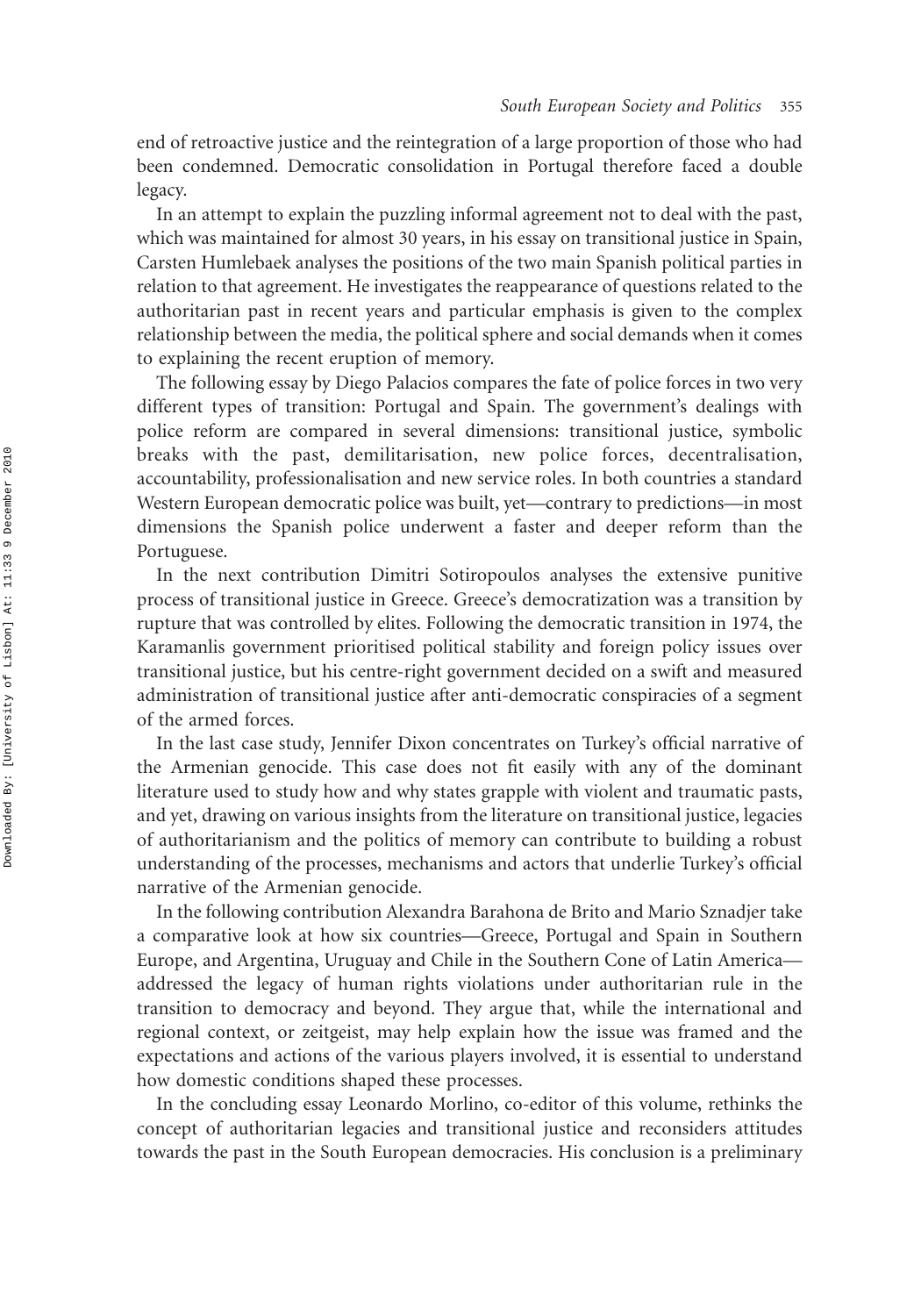end of retroactive justice and the reintegration of a large proportion of those who had been condemned. Democratic consolidation in Portugal therefore faced a double legacy.

In an attempt to explain the puzzling informal agreement not to deal with the past, which was maintained for almost 30 years, in his essay on transitional justice in Spain, Carsten Humlebaek analyses the positions of the two main Spanish political parties in relation to that agreement. He investigates the reappearance of questions related to the authoritarian past in recent years and particular emphasis is given to the complex relationship between the media, the political sphere and social demands when it comes to explaining the recent eruption of memory.

The following essay by Diego Palacios compares the fate of police forces in two very different types of transition: Portugal and Spain. The government's dealings with police reform are compared in several dimensions: transitional justice, symbolic breaks with the past, demilitarisation, new police forces, decentralisation, accountability, professionalisation and new service roles. In both countries a standard Western European democratic police was built, yet—contrary to predictions—in most dimensions the Spanish police underwent a faster and deeper reform than the Portuguese.

In the next contribution Dimitri Sotiropoulos analyses the extensive punitive process of transitional justice in Greece. Greece's democratization was a transition by rupture that was controlled by elites. Following the democratic transition in 1974, the Karamanlis government prioritised political stability and foreign policy issues over transitional justice, but his centre-right government decided on a swift and measured administration of transitional justice after anti-democratic conspiracies of a segment of the armed forces.

In the last case study, Jennifer Dixon concentrates on Turkey's official narrative of the Armenian genocide. This case does not fit easily with any of the dominant literature used to study how and why states grapple with violent and traumatic pasts, and yet, drawing on various insights from the literature on transitional justice, legacies of authoritarianism and the politics of memory can contribute to building a robust understanding of the processes, mechanisms and actors that underlie Turkey's official narrative of the Armenian genocide.

In the following contribution Alexandra Barahona de Brito and Mario Sznadjer take a comparative look at how six countries—Greece, Portugal and Spain in Southern Europe, and Argentina, Uruguay and Chile in the Southern Cone of Latin America—addressed the legacy of human rights violations under authoritarian rule in the transition to democracy and beyond. They argue that, while the international and regional context, or zeitgeist, may help explain how the issue was framed and the expectations and actions of the various players involved, it is essential to understand how domestic conditions shaped these processes.

In the concluding essay Leonardo Morlino, co-editor of this volume, rethinks the concept of authoritarian legacies and transitional justice and reconsiders attitudes towards the past in the South European democracies. His conclusion is a preliminary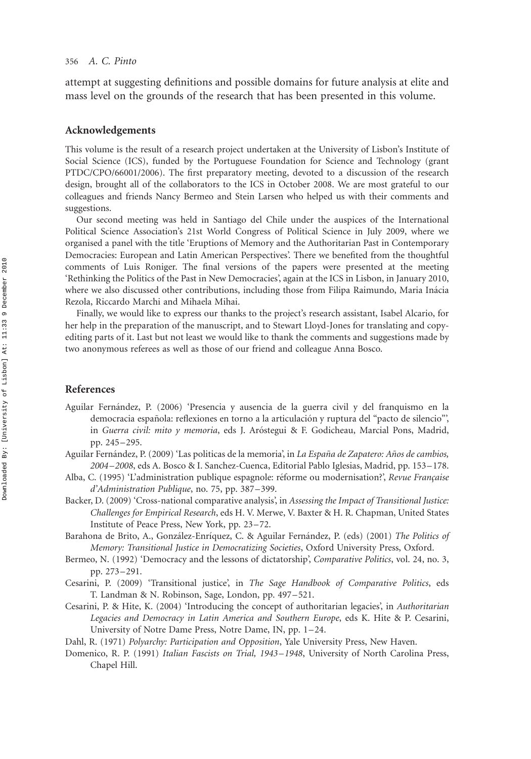attempt at suggesting definitions and possible domains for future analysis at elite and mass level on the grounds of the research that has been presented in this volume.

## Acknowledgements

This volume is the result of a research project undertaken at the University of Lisbon's Institute of Social Science (ICS), funded by the Portuguese Foundation for Science and Technology (grant PTDC/CPO/66001/2006). The first preparatory meeting, devoted to a discussion of the research design, brought all of the collaborators to the ICS in October 2008. We are most grateful to our colleagues and friends Nancy Bermeo and Stein Larsen who helped us with their comments and suggestions.

Our second meeting was held in Santiago del Chile under the auspices of the International Political Science Association's 21st World Congress of Political Science in July 2009, where we organised a panel with the title 'Eruptions of Memory and the Authoritarian Past in Contemporary Democracies: European and Latin American Perspectives'. There we benefited from the thoughtful comments of Luis Roniger. The final versions of the papers were presented at the meeting 'Rethinking the Politics of the Past in New Democracies', again at the ICS in Lisbon, in January 2010, where we also discussed other contributions, including those from Filipa Raimundo, Maria Inácia Rezola, Riccardo Marchi and Mihaela Mihai.

Finally, we would like to express our thanks to the project's research assistant, Isabel Alcario, for her help in the preparation of the manuscript, and to Stewart Lloyd-Jones for translating and copy-editing parts of it. Last but not least we would like to thank the comments and suggestions made by two anonymous referees as well as those of our friend and colleague Anna Bosco.

## References

Aguilar Fernández, P. (2006) 'Presencia y ausencia de la guerra civil y del franquismo en la democracia española: reflexiones en torno a la articulación y ruptura del "pacto de silencio"', in *Guerra civil: mito y memoria*, eds J. Aróstegui & F. Godicheau, Marcial Pons, Madrid, pp. 245–295.

Aguilar Fernández, P. (2009) 'Las politicas de la memoria', in *La España de Zapatero: Años de cambios, 2004–2008*, eds A. Bosco & I. Sanchez-Cuenca, Editorial Pablo Iglesias, Madrid, pp. 153–178.

Alba, C. (1995) 'L'administration publique espagnole: réforme ou modernisation?', *Revue Française d'Administration Publique*, no. 75, pp. 387–399.

Backer, D. (2009) 'Cross-national comparative analysis', in *Assessing the Impact of Transitional Justice: Challenges for Empirical Research*, eds H. V. Merwe, V. Baxter & H. R. Chapman, United States Institute of Peace Press, New York, pp. 23–72.

Barahona de Brito, A., González-Enríquez, C. & Aguilar Fernández, P. (eds) (2001) *The Politics of Memory: Transitional Justice in Democratizing Societies*, Oxford University Press, Oxford.

Bermeo, N. (1992) 'Democracy and the lessons of dictatorship', *Comparative Politics*, vol. 24, no. 3, pp. 273–291.

Cesarini, P. (2009) 'Transitional justice', in *The Sage Handbook of Comparative Politics*, eds T. Landman & N. Robinson, Sage, London, pp. 497–521.

Cesarini, P. & Hite, K. (2004) 'Introducing the concept of authoritarian legacies', in *Authoritarian Legacies and Democracy in Latin America and Southern Europe*, eds K. Hite & P. Cesarini, University of Notre Dame Press, Notre Dame, IN, pp. 1–24.

Dahl, R. (1971) *Polyarchy: Participation and Opposition*, Yale University Press, New Haven.

Domenico, R. P. (1991) *Italian Fascists on Trial, 1943–1948*, University of North Carolina Press, Chapel Hill.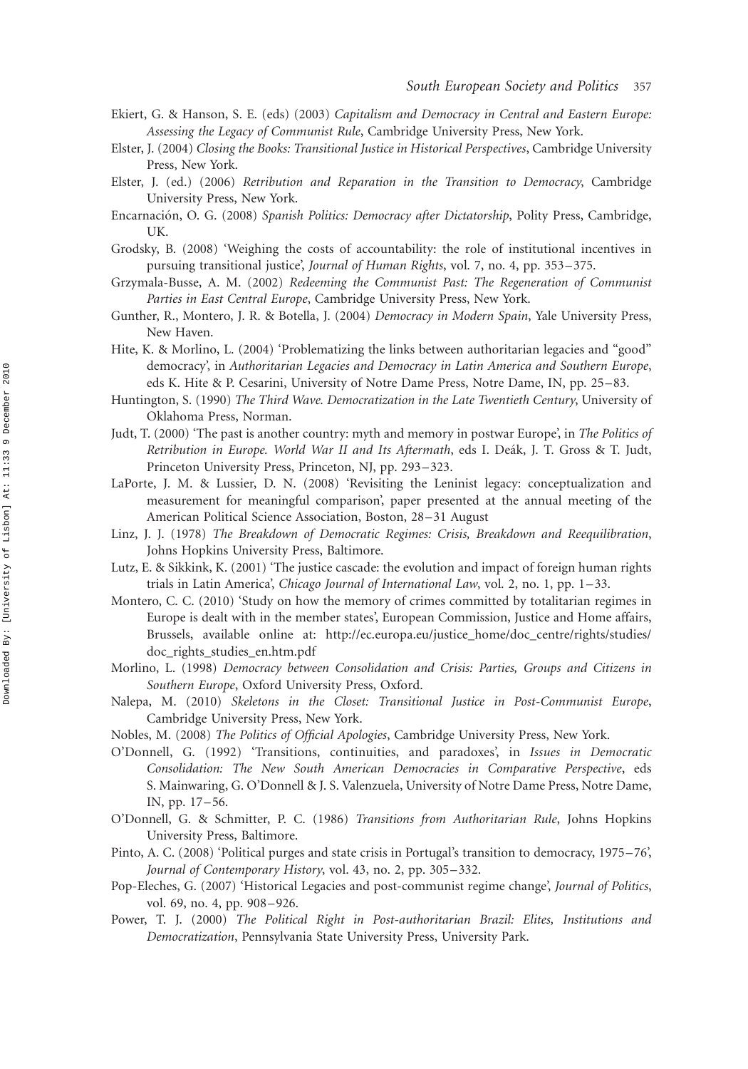Ekiert, G. & Hanson, S. E. (eds) (2003) *Capitalism and Democracy in Central and Eastern Europe: Assessing the Legacy of Communist Rule*, Cambridge University Press, New York.

Elster, J. (2004) *Closing the Books: Transitional Justice in Historical Perspectives*, Cambridge University Press, New York.

Elster, J. (ed.) (2006) *Retribution and Reparation in the Transition to Democracy*, Cambridge University Press, New York.

Encarnación, O. G. (2008) *Spanish Politics: Democracy after Dictatorship*, Polity Press, Cambridge, UK.

Grodsky, B. (2008) 'Weighing the costs of accountability: the role of institutional incentives in pursuing transitional justice', *Journal of Human Rights*, vol. 7, no. 4, pp. 353–375.

Grzymala-Busse, A. M. (2002) *Redeeming the Communist Past: The Regeneration of Communist Parties in East Central Europe*, Cambridge University Press, New York.

Gunther, R., Montero, J. R. & Botella, J. (2004) *Democracy in Modern Spain*, Yale University Press, New Haven.

Hite, K. & Morlino, L. (2004) 'Problematizing the links between authoritarian legacies and "good" democracy', in *Authoritarian Legacies and Democracy in Latin America and Southern Europe*, eds K. Hite & P. Cesarini, University of Notre Dame Press, Notre Dame, IN, pp. 25–83.

Huntington, S. (1990) *The Third Wave. Democratization in the Late Twentieth Century*, University of Oklahoma Press, Norman.

Judt, T. (2000) 'The past is another country: myth and memory in postwar Europe', in *The Politics of Retribution in Europe. World War II and Its Aftermath*, eds I. Deák, J. T. Gross & T. Judt, Princeton University Press, Princeton, NJ, pp. 293–323.

LaPorte, J. M. & Lussier, D. N. (2008) 'Revisiting the Leninist legacy: conceptualization and measurement for meaningful comparison', paper presented at the annual meeting of the American Political Science Association, Boston, 28–31 August

Linz, J. J. (1978) *The Breakdown of Democratic Regimes: Crisis, Breakdown and Reequilibration*, Johns Hopkins University Press, Baltimore.

Lutz, E. & Sikkink, K. (2001) 'The justice cascade: the evolution and impact of foreign human rights trials in Latin America', *Chicago Journal of International Law*, vol. 2, no. 1, pp. 1–33.

Montero, C. C. (2010) 'Study on how the memory of crimes committed by totalitarian regimes in Europe is dealt with in the member states', European Commission, Justice and Home affairs, Brussels, available online at: http://ec.europa.eu/justice_home/doc_centre/rights/studies/doc_rights_studies_en.htm.pdf

Morlino, L. (1998) *Democracy between Consolidation and Crisis: Parties, Groups and Citizens in Southern Europe*, Oxford University Press, Oxford.

Nalepa, M. (2010) *Skeletons in the Closet: Transitional Justice in Post-Communist Europe*, Cambridge University Press, New York.

Nobles, M. (2008) *The Politics of Official Apologies*, Cambridge University Press, New York.

O'Donnell, G. (1992) 'Transitions, continuities, and paradoxes', in *Issues in Democratic Consolidation: The New South American Democracies in Comparative Perspective*, eds S. Mainwaring, G. O'Donnell & J. S. Valenzuela, University of Notre Dame Press, Notre Dame, IN, pp. 17–56.

O'Donnell, G. & Schmitter, P. C. (1986) *Transitions from Authoritarian Rule*, Johns Hopkins University Press, Baltimore.

Pinto, A. C. (2008) 'Political purges and state crisis in Portugal's transition to democracy, 1975–76', *Journal of Contemporary History*, vol. 43, no. 2, pp. 305–332.

Pop-Eleches, G. (2007) 'Historical Legacies and post-communist regime change', *Journal of Politics*, vol. 69, no. 4, pp. 908–926.

Power, T. J. (2000) *The Political Right in Post-authoritarian Brazil: Elites, Institutions and Democratization*, Pennsylvania State University Press, University Park.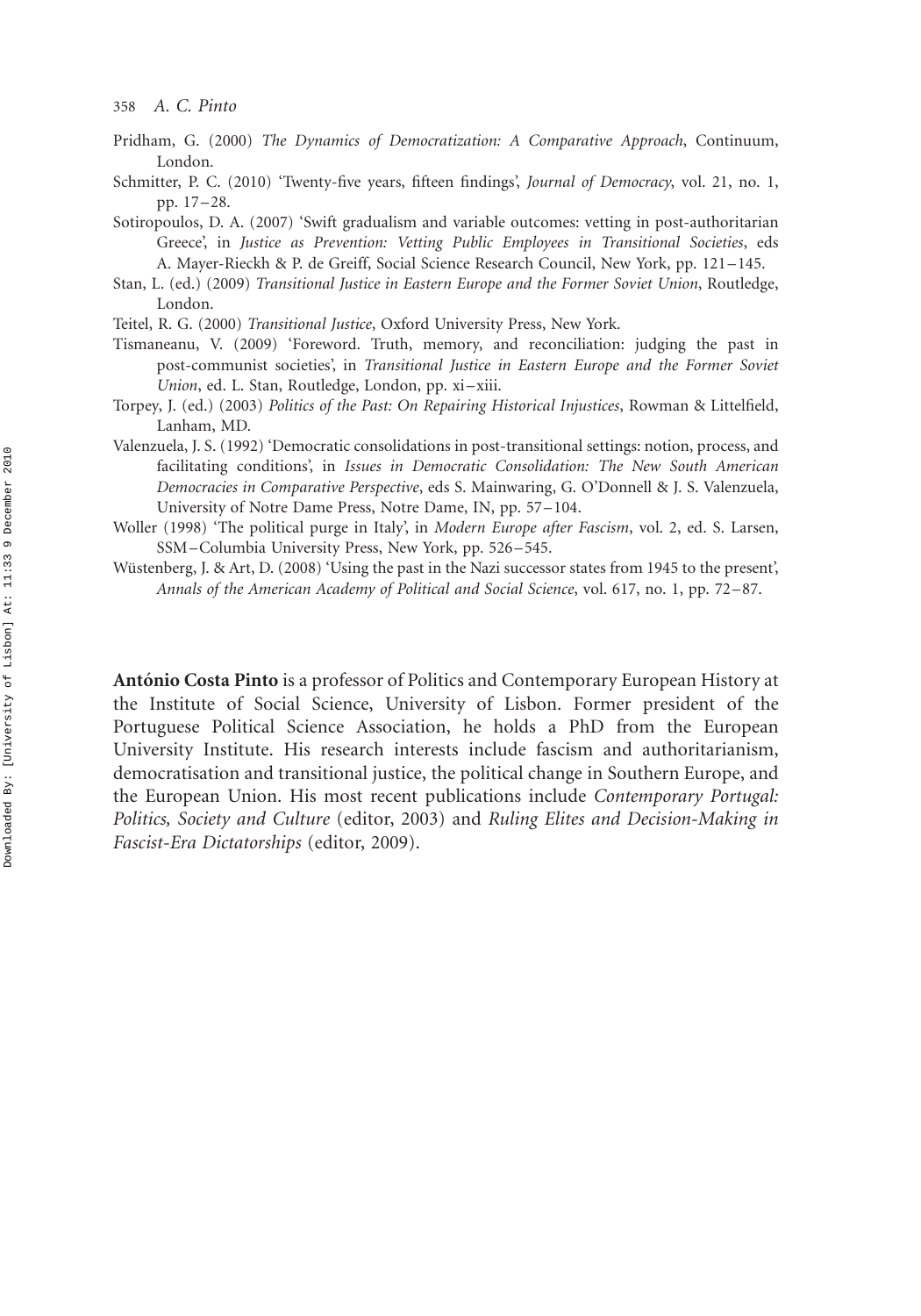Pridham, G. (2000) *The Dynamics of Democratization: A Comparative Approach*, Continuum, London.

Schmitter, P. C. (2010) 'Twenty-five years, fifteen findings', *Journal of Democracy*, vol. 21, no. 1, pp. 17–28.

Sotiropoulos, D. A. (2007) 'Swift gradualism and variable outcomes: vetting in post-authoritarian Greece', in *Justice as Prevention: Vetting Public Employees in Transitional Societies*, eds A. Mayer-Rieckh & P. de Greiff, Social Science Research Council, New York, pp. 121–145.

Stan, L. (ed.) (2009) *Transitional Justice in Eastern Europe and the Former Soviet Union*, Routledge, London.

Teitel, R. G. (2000) *Transitional Justice*, Oxford University Press, New York.

Tismaneanu, V. (2009) 'Foreword. Truth, memory, and reconciliation: judging the past in post-communist societies', in *Transitional Justice in Eastern Europe and the Former Soviet Union*, ed. L. Stan, Routledge, London, pp. xi–xiii.

Torpey, J. (ed.) (2003) *Politics of the Past: On Repairing Historical Injustices*, Rowman & Littelfield, Lanham, MD.

Valenzuela, J. S. (1992) 'Democratic consolidations in post-transitional settings: notion, process, and facilitating conditions', in *Issues in Democratic Consolidation: The New South American Democracies in Comparative Perspective*, eds S. Mainwaring, G. O'Donnell & J. S. Valenzuela, University of Notre Dame Press, Notre Dame, IN, pp. 57–104.

Woller (1998) 'The political purge in Italy', in *Modern Europe after Fascism*, vol. 2, ed. S. Larsen, SSM–Columbia University Press, New York, pp. 526–545.

Wüstenberg, J. & Art, D. (2008) 'Using the past in the Nazi successor states from 1945 to the present', *Annals of the American Academy of Political and Social Science*, vol. 617, no. 1, pp. 72–87.

**António Costa Pinto** is a professor of Politics and Contemporary European History at the Institute of Social Science, University of Lisbon. Former president of the Portuguese Political Science Association, he holds a PhD from the European University Institute. His research interests include fascism and authoritarianism, democratisation and transitional justice, the political change in Southern Europe, and the European Union. His most recent publications include *Contemporary Portugal: Politics, Society and Culture* (editor, 2003) and *Ruling Elites and Decision-Making in Fascist-Era Dictatorships* (editor, 2009).